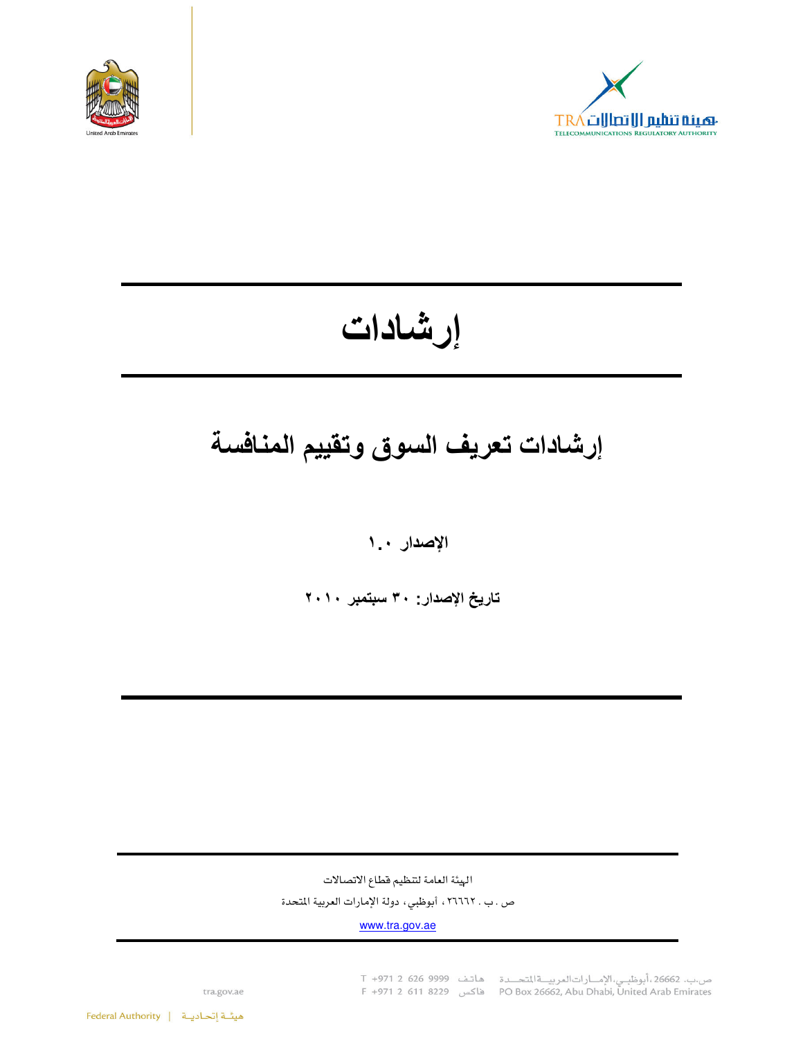# إرشادات

## إرشادات تعريف السوق وتقييم المنافسة

**الإصدار ١.٠**

**تاريخ الإصدار: ٣٠ سبتمبر ٢٠١٠**

الهيئة العامة لتنظيم قطاع الاتصالات

ص . ب . ٢٦٦٦٢ ، أبوظبي، دولة الإمارات العربية المتحدة

www.tra.gov.ae

ص.ب. 26662، أبوظبي، الإمارات العربية المتحدة PO Box 26662, Abu Dhabi, United Arab Emirates هاتف T +971 2 626 9999 فاكس F +971 2 611 8229

tra.gov.ae

Federal Authority | هيئة إتحادية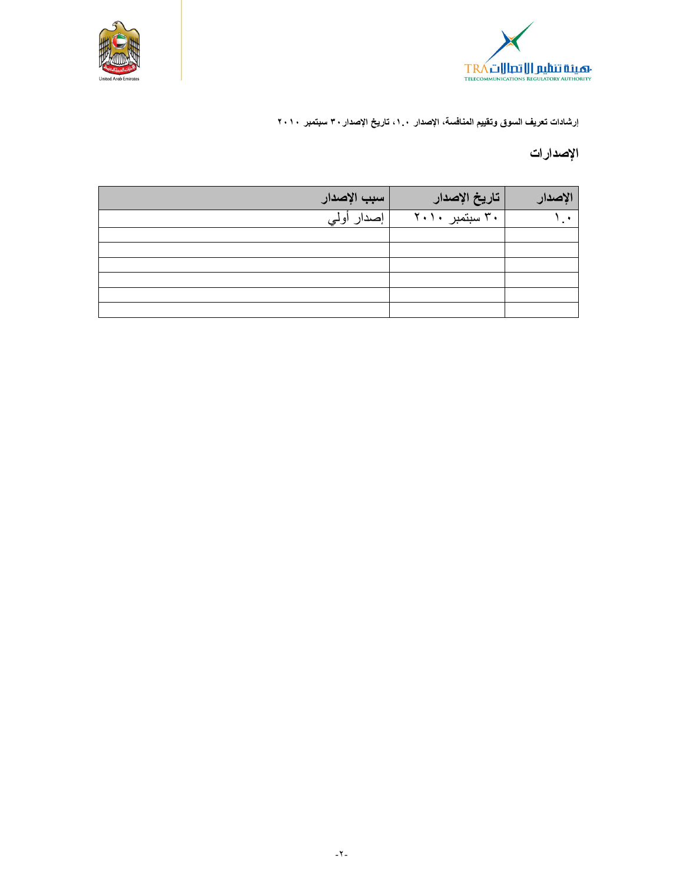إرشادات تعريف السوق وتقييم المنافسة، الإصدار ١.٠، تاريخ الإصدار ٣٠ سبتمبر ٢٠١٠

## الإصدارات

| الإصدار | تاريخ الإصدار | سبب الإصدار |
|---|---|---|
| ١.٠ | ٣٠ سبتمبر ٢٠١٠ | إصدار أولي |
| | | |
| | | |
| | | |
| | | |
| | | |
| | | |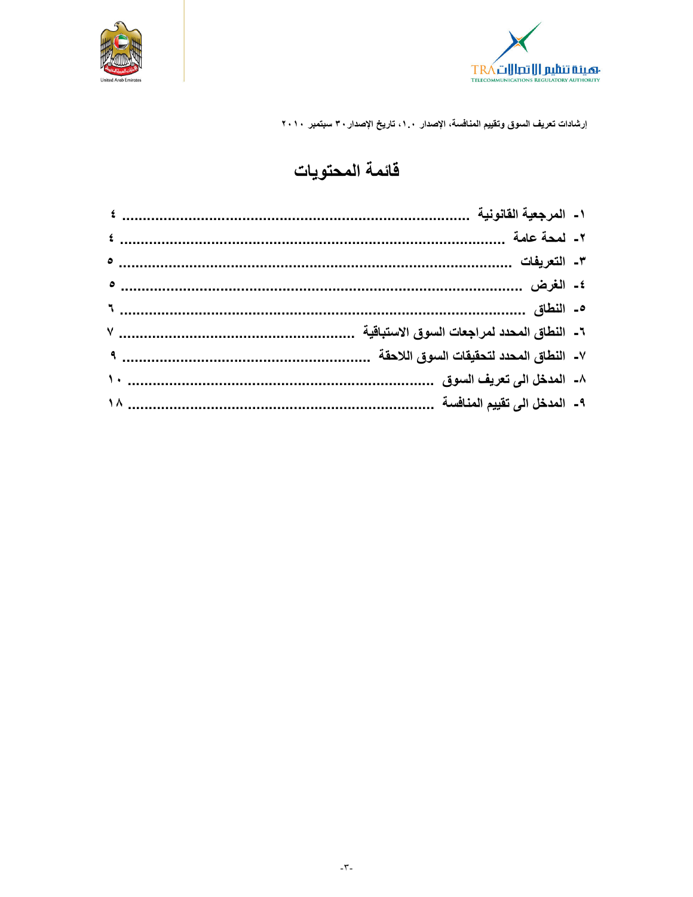إرشادات تعريف السوق وتقييم المنافسة، الإصدار ١.٠، تاريخ الإصدار ٣٠ سبتمبر ٢٠١٠

# قائمة المحتويات

١- المرجعية القانونية .......... ٤

٢- لمحة عامة .......... ٤

٣- التعريفات .......... ٥

٤- الغرض .......... ٥

٥- النطاق .......... ٦

٦- النطاق المحدد لمراجعات السوق الاستباقية .......... ٧

٧- النطاق المحدد لتحقيقات السوق اللاحقة .......... ٩

٨- المدخل الى تعريف السوق .......... ١٠

٩- المدخل الى تقييم المنافسة .......... ١٨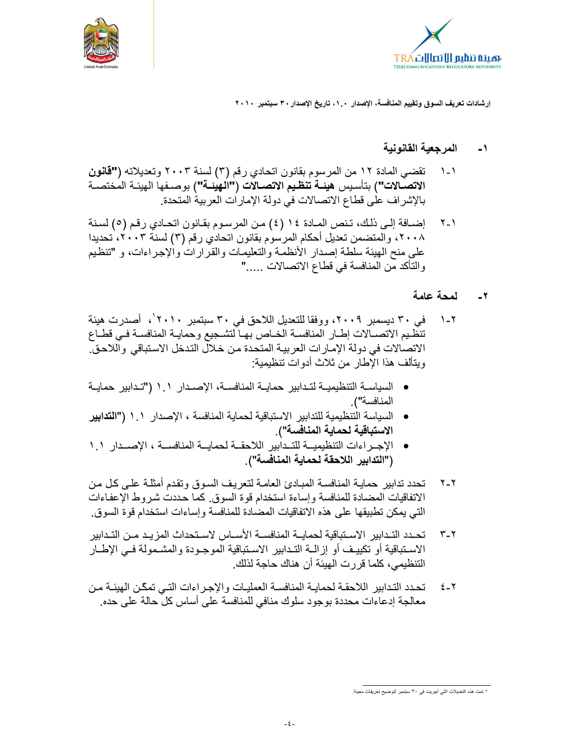## ١- المرجعية القانونية

١-١ تقضي المادة ١٢ من المرسوم بقانون اتحادي رقم (٣) لسنة ٢٠٠٣ وتعديلاته (**"قانون الاتصالات"**) بتأسيس **هيئة تنظيم الاتصالات** (**"الهيئة"**) بوصفها الهيئة المختصة بالإشراف على قطاع الاتصالات في دولة الإمارات العربية المتحدة.

٢-١ إضافة إلى ذلك، تنص المادة ١٤ (٤) من المرسوم بقانون اتحادي رقم (٥) لسنة ٢٠٠٨، والمتضمن تعديل أحكام المرسوم بقانون اتحادي رقم (٣) لسنة ٢٠٠٣، تحديدا على منح الهيئة سلطة إصدار الأنظمة والتعليمات والقرارات والإجراءات، و "تنظيم والتأكد من المنافسة في قطاع الاتصالات ....."

## ٢- لمحة عامة

١-٢ في ٣٠ ديسمبر ٢٠٠٩، ووفقا للتعديل اللاحق في ٣٠ سبتمبر ٢٠١٠[١]، أصدرت هيئة تنظيم الاتصالات إطار المنافسة الخاص بها لتشجيع وحماية المنافسة في قطاع الاتصالات في دولة الإمارات العربية المتحدة من خلال التدخل الاستباقي واللاحق. ويتألف هذا الإطار من ثلاث أدوات تنظيمية:

- السياسة التنظيمية لتدابير حماية المنافسة، الإصدار ١.١ ("تدابير حماية المنافسة").
- السياسة التنظيمية للتدابير الاستباقية لحماية المنافسة ، الإصدار ١.١ (**"التدابير الاستباقية لحماية المنافسة"**).
- الإجراءات التنظيمية للتدابير اللاحقة لحماية المنافسة ، الإصدار ١.١ (**"التدابير اللاحقة لحماية المنافسة"**).

٢-٢ تحدد تدابير حماية المنافسة المبادئ العامة لتعريف السوق وتقدم أمثلة على كل من الاتفاقيات المضادة للمنافسة وإساءة استخدام قوة السوق. كما حددت شروط الإعفاءات التي يمكن تطبيقها على هذه الاتفاقيات المضادة للمنافسة وإساءات استخدام قوة السوق.

٣-٢ تحدد التدابير الاستباقية لحماية المنافسة الأساس لاستحداث المزيد من التدابير الاستباقية أو تكييف أو إزالة التدابير الاستباقية الموجودة والمشمولة في الإطار التنظيمي، كلما قررت الهيئة أن هناك حاجة لذلك.

٤-٢ تحدد التدابير اللاحقة لحماية المنافسة العمليات والإجراءات التي تمكن الهيئة من معالجة إدعاءات محددة بوجود سلوك منافي للمنافسة على أساس كل حالة على حده.

---

[١] تمت هذه التعديلات التي أجريت في ٣٠ سبتمبر لتوضيح تعريفات معينة.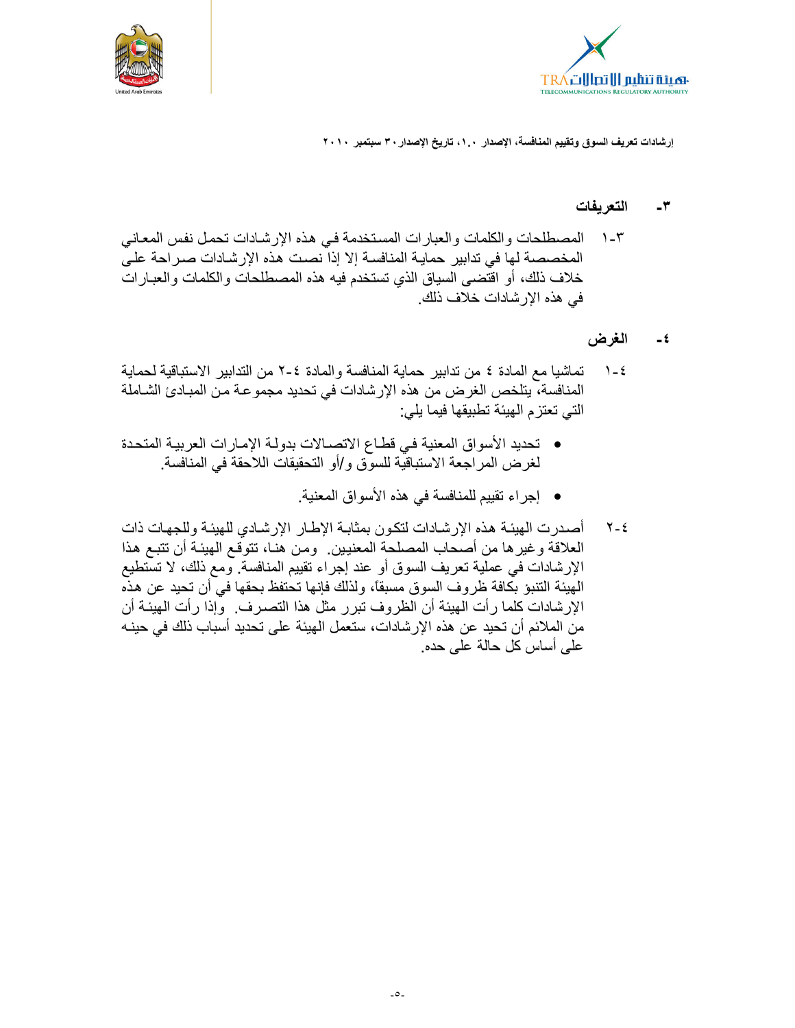## ٣- التعريفات

٣-١ المصطلحات والكلمات والعبارات المستخدمة في هذه الإرشادات تحمل نفس المعاني المخصصة لها في تدابير حماية المنافسة إلا إذا نصت هذه الإرشادات صراحة على خلاف ذلك، أو اقتضى السياق الذي تستخدم فيه هذه المصطلحات والكلمات والعبارات في هذه الإرشادات خلاف ذلك.

## ٤- الغرض

٤-١ تماشيا مع المادة ٤ من تدابير حماية المنافسة والمادة ٤-٢ من التدابير الاستباقية لحماية المنافسة، يتلخص الغرض من هذه الإرشادات في تحديد مجموعة من المبادئ الشاملة التي تعتزم الهيئة تطبيقها فيما يلي:

- تحديد الأسواق المعنية في قطاع الاتصالات بدولة الإمارات العربية المتحدة لغرض المراجعة الاستباقية للسوق و/أو التحقيقات اللاحقة في المنافسة.
- إجراء تقييم للمنافسة في هذه الأسواق المعنية.

٤-٢ أصدرت الهيئة هذه الإرشادات لتكون بمثابة الإطار الإرشادي للهيئة وللجهات ذات العلاقة وغيرها من أصحاب المصلحة المعنيين. ومن هنا، تتوقع الهيئة أن تتبع هذا الإرشادات في عملية تعريف السوق أو عند إجراء تقييم المنافسة. ومع ذلك، لا تستطيع الهيئة التنبؤ بكافة ظروف السوق مسبقاً، ولذلك فإنها تحتفظ بحقها في أن تحيد عن هذه الإرشادات كلما رأت الهيئة أن الظروف تبرر مثل هذا التصرف. وإذا رأت الهيئة أن من الملائم أن تحيد عن هذه الإرشادات، ستعمل الهيئة على تحديد أسباب ذلك في حينه على أساس كل حالة على حده.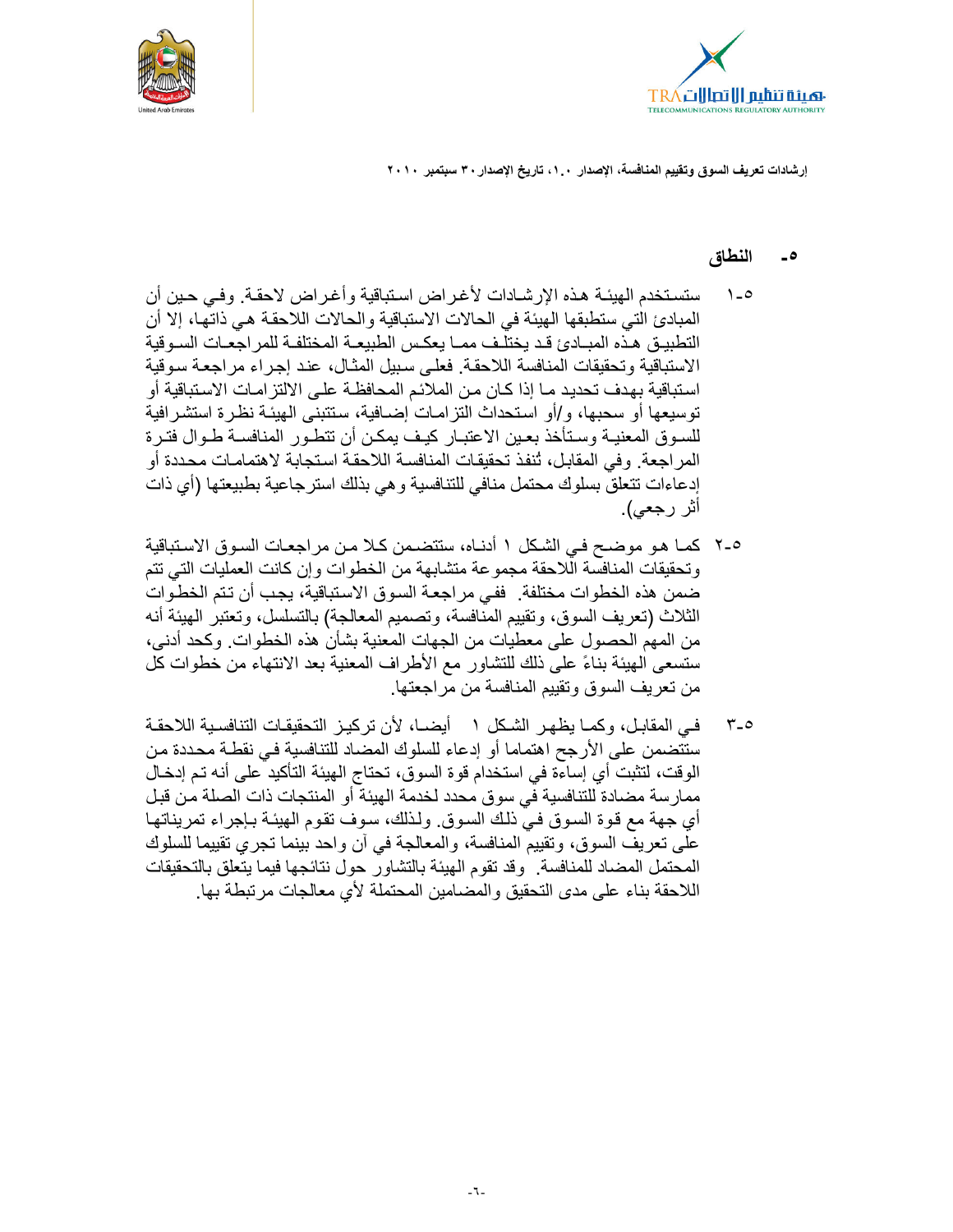## ٥- النطاق

٥-١ ستستخدم الهيئة هذه الإرشادات لأغراض استباقية وأغراض لاحقة. وفي حين أن المبادئ التي ستطبقها الهيئة في الحالات الاستباقية والحالات اللاحقة هي ذاتها، إلا أن التطبيق هذه المبادئ قد يختلف مما يعكس الطبيعة المختلفة للمراجعات السوقية الاستباقية وتحقيقات المنافسة اللاحقة. فعلى سبيل المثال، عند إجراء مراجعة سوقية استباقية بهدف تحديد ما إذا كان من الملائم المحافظة على الالتزامات الاستباقية أو توسيعها أو سحبها، و/أو استحداث التزامات إضافية، ستتبنى الهيئة نظرة استشرافية للسوق المعنية وستأخذ بعين الاعتبار كيف يمكن أن تتطور المنافسة طوال فترة المراجعة. وفي المقابل، تُنفذ تحقيقات المنافسة اللاحقة استجابة لاهتمامات محددة أو إدعاءات تتعلق بسلوك محتمل منافي للتنافسية وهي بذلك استرجاعية بطبيعتها (أي ذات أثر رجعي).

٥-٢ كما هو موضح في الشكل ١ أدناه، ستتضمن كلا من مراجعات السوق الاستباقية وتحقيقات المنافسة اللاحقة مجموعة متشابهة من الخطوات وإن كانت العمليات التي تتم ضمن هذه الخطوات مختلفة. ففي مراجعة السوق الاستباقية، يجب أن تتم الخطوات الثلاث (تعريف السوق، وتقييم المنافسة، وتصميم المعالجة) بالتسلسل، وتعتبر الهيئة أنه من المهم الحصول على معطيات من الجهات المعنية بشأن هذه الخطوات. وكحد أدنى، ستسعى الهيئة بناءً على ذلك للتشاور مع الأطراف المعنية بعد الانتهاء من خطوات كل من تعريف السوق وتقييم المنافسة من مراجعتها.

٥-٣ في المقابل، وكما يظهر الشكل ١ أيضا، لأن تركيز التحقيقات التنافسية اللاحقة ستتضمن على الأرجح اهتماما أو إدعاء للسلوك المضاد للتنافسية في نقطة محددة من الوقت، لتثبت أي إساءة في استخدام قوة السوق، تحتاج الهيئة التأكيد على أنه تم إدخال ممارسة مضادة للتنافسية في سوق محدد لخدمة الهيئة أو المنتجات ذات الصلة من قبل أي جهة مع قوة السوق في ذلك السوق. ولذلك، سوف تقوم الهيئة بإجراء تمريناتها على تعريف السوق، وتقييم المنافسة، والمعالجة في آن واحد بينما تجري تقييما للسلوك المحتمل المضاد للمنافسة. وقد تقوم الهيئة بالتشاور حول نتائجها فيما يتعلق بالتحقيقات اللاحقة بناء على مدى التحقيق والمضامين المحتملة لأي معالجات مرتبطة بها.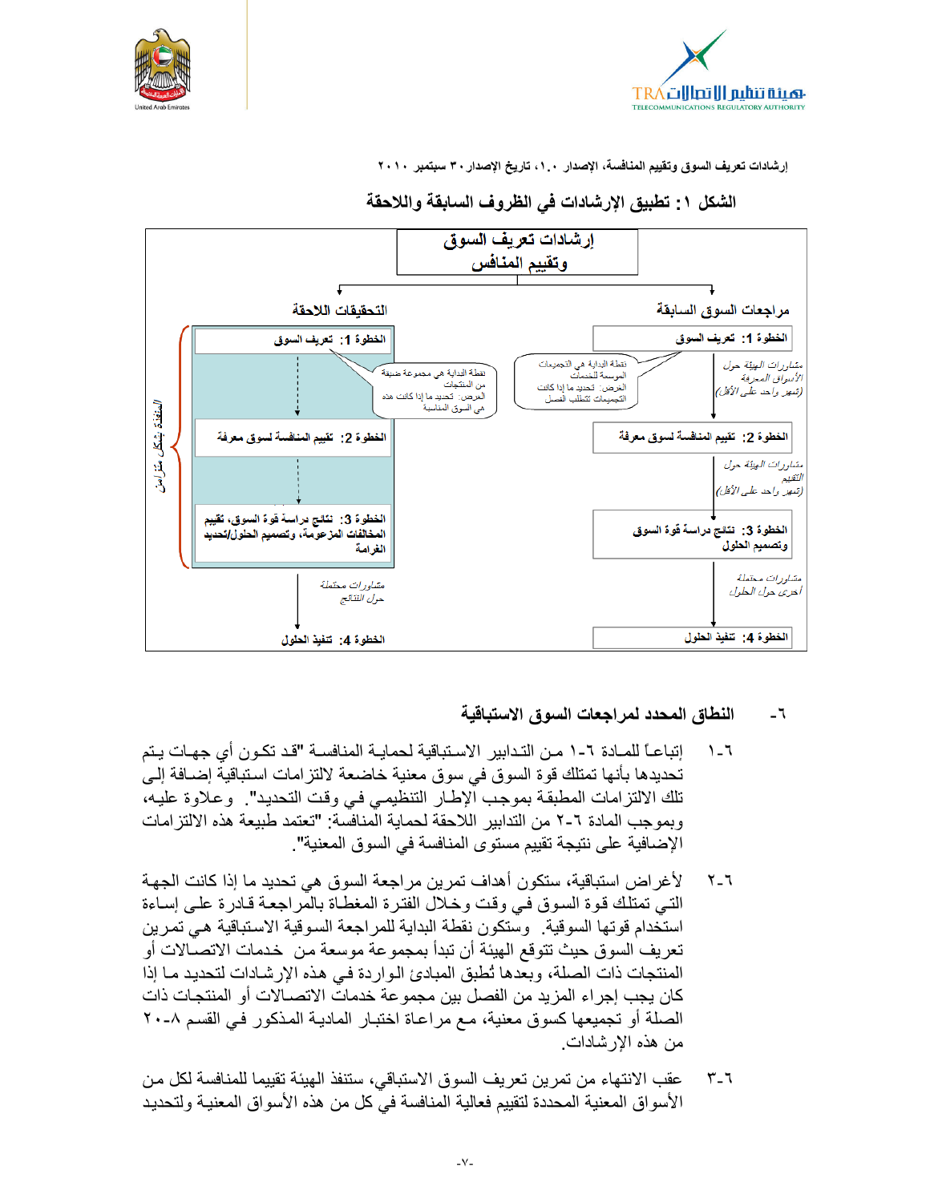إرشادات تعريف السوق وتقييم المنافسة، الإصدار ١.٠، تاريخ الإصدار ٣٠ سبتمبر ٢٠١٠

**الشكل ١: تطبيق الإرشادات في الظروف السابقة واللاحقة**

إرشادات تعريف السوق وتقييم المنافس

مراجعات السوق السابقة

الخطوة 1: تعريف السوق

نقطة البداية هي التجميعات الموسعة للخدمات
الغرض: تحديد ما إذا كانت التجميعات تتقبل للفصل

*مشاورات الهيئة حول الأسواق المعرفة (شهر واحد على الأقل)*

الخطوة 2: تقييم المنافسة لسوق معرفة

*مشاورات الهيئة حول التقييم (شهر واحد على الأقل)*

الخطوة 3: نتائج دراسة قوة السوق وتصميم الحلول

*مشاورات محتملة أخرى حول الحلول*

الخطوة 4: تنفيذ الحلول

التحقيقات اللاحقة

الخطوة 1: تعريف السوق

نقطة البداية هي مجموعة ضيقة من المنتجات
الغرض: تحديد ما إذا كانت هذه في السوق المناسبة

الخطوة 2: تقييم المنافسة لسوق معرفة

الخطوة 3: نتائج دراسة قوة السوق، تقييم المخالفات المزعومة، وتصميم الحلول/تحديد الغرامة

المنفذة بشكل متزامن

*مشاورات محتملة حول النتائج*

الخطوة 4: تنفيذ الحلول

## ٦- النطاق المحدد لمراجعات السوق الاستباقية

١-٦ إتباعاً للمادة ٦-١ من التدابير الاستباقية لحماية المنافسة "قد تكون أي جهات يتم تحديدها بأنها تمتلك قوة السوق في سوق معنية خاضعة لالتزامات استباقية إضافة إلى تلك الالتزامات المطبقة بموجب الإطار التنظيمي في وقت التحديد". وعلاوة عليه، وبموجب المادة ٦-٢ من التدابير اللاحقة لحماية المنافسة: "تعتمد طبيعة هذه الالتزامات الإضافية على نتيجة تقييم مستوى المنافسة في السوق المعنية".

٢-٦ لأغراض استباقية، ستكون أهداف تمرين مراجعة السوق هي تحديد ما إذا كانت الجهة التي تمتلك قوة السوق في وقت وخلال الفترة المغطاة بالمراجعة قادرة على إساءة استخدام قوتها السوقية. وستكون نقطة البداية للمراجعة السوقية الاستباقية هي تمرين تعريف السوق حيث تتوقع الهيئة أن تبدأ بمجموعة موسعة من خدمات الاتصالات أو المنتجات ذات الصلة، وبعدها تُطبق المبادئ الواردة في هذه الإرشادات لتحديد ما إذا كان يجب إجراء المزيد من الفصل بين مجموعة خدمات الاتصالات أو المنتجات ذات الصلة أو تجميعها كسوق معنية، مع مراعاة اختبار المادية المذكور في القسم ٨-٢٠ من هذه الإرشادات.

٣-٦ عقب الانتهاء من تمرين تعريف السوق الاستباقي، ستنفذ الهيئة تقييما للمنافسة لكل من الأسواق المعنية المحددة لتقييم فعالية المنافسة في كل من هذه الأسواق المعنية ولتحديد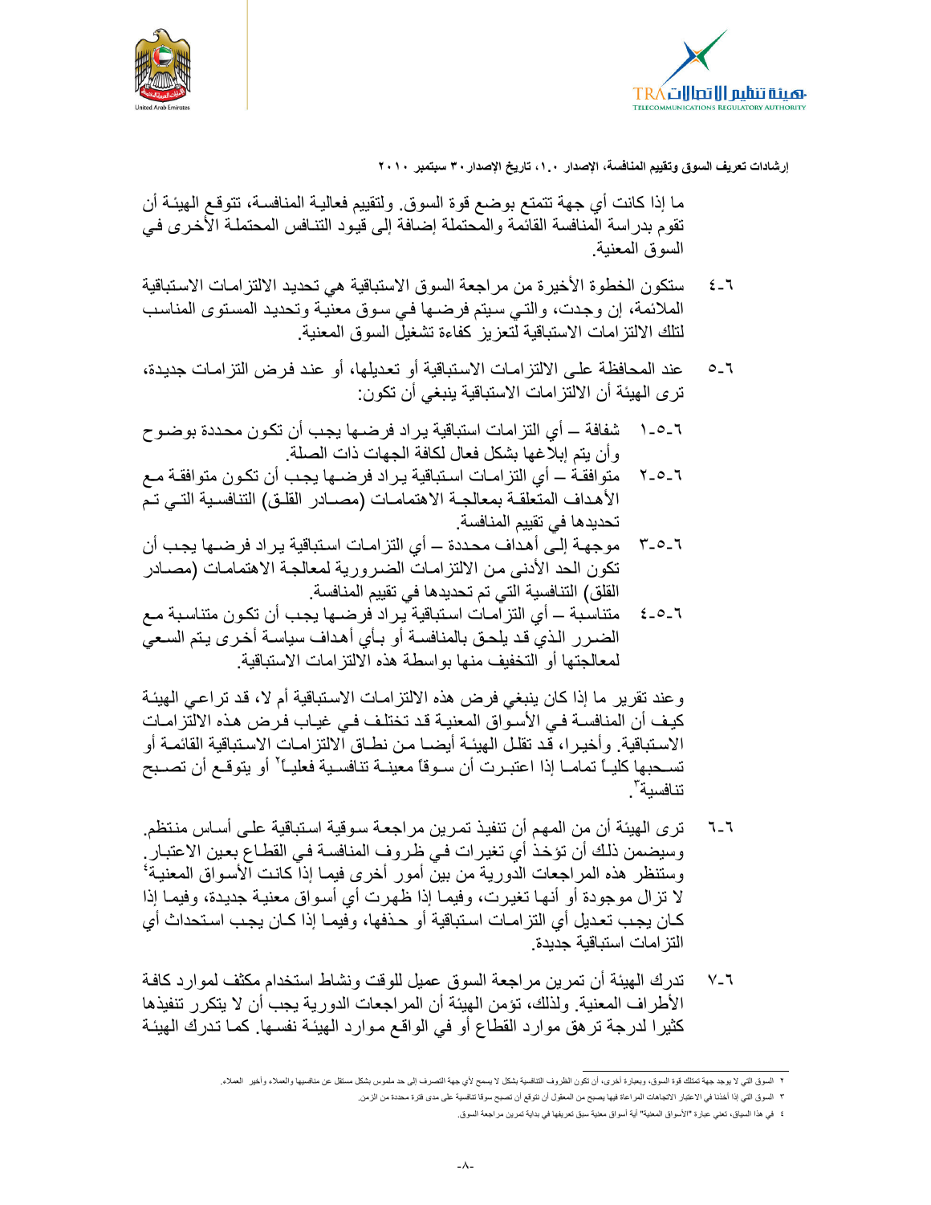ما إذا كانت أي جهة تتمتع بوضع قوة السوق. ولتقييم فعالية المنافسة، تتوقع الهيئة أن تقوم بدراسة المنافسة القائمة والمحتملة إضافة إلى قيود التنافس المحتملة الأخرى في السوق المعنية.

٦-٤ ستكون الخطوة الأخيرة من مراجعة السوق الاستباقية هي تحديد الالتزامات الاستباقية الملائمة، إن وجدت، والتي سيتم فرضها في سوق معنية وتحديد المستوى المناسب لتلك الالتزامات الاستباقية لتعزيز كفاءة تشغيل السوق المعنية.

٦-٥ عند المحافظة على الالتزامات الاستباقية أو تعديلها، أو عند فرض التزامات جديدة، ترى الهيئة أن الالتزامات الاستباقية ينبغي أن تكون:

٦-٥-١ شفافة – أي التزامات استباقية يراد فرضها يجب أن تكون محددة بوضوح وأن يتم إبلاغها بشكل فعال لكافة الجهات ذات الصلة.

٦-٥-٢ متوافقة – أي التزامات استباقية يراد فرضها يجب أن تكون متوافقة مع الأهداف المتعلقة بمعالجة الاهتمامات (مصادر القلق) التنافسية التي تم تحديدها في تقييم المنافسة.

٦-٥-٣ موجهة إلى أهداف محددة – أي التزامات استباقية يراد فرضها يجب أن تكون الحد الأدنى من الالتزامات الضرورية لمعالجة الاهتمامات (مصادر القلق) التنافسية التي تم تحديدها في تقييم المنافسة.

٦-٥-٤ متناسبة – أي التزامات استباقية يراد فرضها يجب أن تكون متناسبة مع الضرر الذي قد يلحق بالمنافسة أو بأي أهداف سياسة أخرى يتم السعي لمعالجتها أو التخفيف منها بواسطة هذه الالتزامات الاستباقية.

وعند تقرير ما إذا كان ينبغي فرض هذه الالتزامات الاستباقية أم لا، قد تراعي الهيئة كيف أن المنافسة في الأسواق المعنية قد تختلف في غياب فرض هذه الالتزامات الاستباقية. وأخيرا، قد تقلل الهيئة أيضا من نطاق الالتزامات الاستباقية القائمة أو تسحبها كلياً تماما إذا اعتبرت أن سوقاً معينة تنافسية فعلياً[٢] أو يتوقع أن تصبح تنافسية[٣].

٦-٦ ترى الهيئة أن من المهم أن تنفيذ تمرين مراجعة سوقية استباقية على أساس منتظم. وسيضمن ذلك أن تؤخذ أي تغيرات في ظروف المنافسة في القطاع بعين الاعتبار. وستنظر هذه المراجعات الدورية من بين أمور أخرى فيما إذا كانت الأسواق المعنية[٤] لا تزال موجودة أو أنها تغيرت، وفيما إذا ظهرت أي أسواق معنية جديدة، وفيما إذا كان يجب تعديل أي التزامات استباقية أو حذفها، وفيما إذا كان يجب استحداث أي التزامات استباقية جديدة.

٦-٧ تدرك الهيئة أن تمرين مراجعة السوق عميل للوقت ونشاط استخدام مكثف لموارد كافة الأطراف المعنية. ولذلك، تؤمن الهيئة أن المراجعات الدورية يجب أن لا يتكرر تنفيذها كثيرا لدرجة ترهق موارد القطاع أو في الواقع موارد الهيئة نفسها. كما تدرك الهيئة

---

٢ السوق التي لا يوجد جهة تمتلك قوة السوق، وبعبارة أخرى، أن تكون الظروف التنافسية بشكل لا يسمح لأي جهة التصرف إلى حد ملموس بشكل مستقل عن منافسيها والعملاء وأخير العملاء.

٣ السوق التي إذا أخذنا في الاعتبار الاتجاهات المراعاة فيها يصبح من المعقول أن نتوقع أن تصبح سوقا تنافسية على مدى فترة محددة من الزمن.

٤ في هذا السياق، تعني عبارة "الأسواق المعنية" أية أسواق معنية سبق تعريفها في بداية تمرين مراجعة السوق.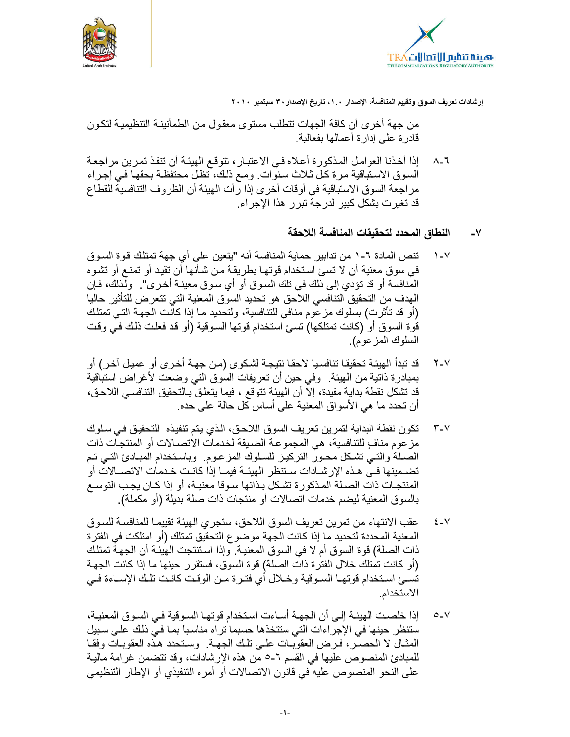من جهة أخرى أن كافة الجهات تتطلب مستوى معقول من الطمأنينة التنظيمية لتكون قادرة على إدارة أعمالها بفعالية.

٦-٨ إذا أخذنا العوامل المذكورة أعلاه في الاعتبار، تتوقع الهيئة أن تنفذ تمرين مراجعة السوق الاستباقية مرة كل ثلاث سنوات. ومع ذلك، تظل محتفظة بحقها في إجراء مراجعة السوق الاستباقية في أوقات أخرى إذا رأت الهيئة أن الظروف التنافسية للقطاع قد تغيرت بشكل كبير لدرجة تبرر هذا الإجراء.

## ٧- النطاق المحدد لتحقيقات المنافسة اللاحقة

٧-١ تنص المادة ٦-١ من تدابير حماية المنافسة أنه "يتعين على أي جهة تمتلك قوة السوق في سوق معنية أن لا تسئ استخدام قوتها بطريقة من شأنها أن تقيد أو تمنع أو تشوه المنافسة أو قد تؤدي إلى ذلك في تلك السوق أو أي سوق معينة أخرى". ولذلك، فإن الهدف من التحقيق التنافسي اللاحق هو تحديد السوق المعنية التي تتعرض للتأثير حاليا (أو قد تأثرت) بسلوك مزعوم منافي للتنافسية، ولتحديد ما إذا كانت الجهة التي تمتلك قوة السوق أو (كانت تمتلكها) تسئ استخدام قوتها السوقية (أو قد فعلت ذلك في وقت السلوك المزعوم).

٧-٢ قد تبدأ الهيئة تحقيقا تنافسيا لاحقا نتيجة لشكوى (من جهة أخرى أو عميل آخر) أو بمبادرة ذاتية من الهيئة. وفي حين أن تعريفات السوق التي وضعت لأغراض استباقية قد تشكل نقطة بداية مفيدة، إلا أن الهيئة تتوقع ، فيما يتعلق بالتحقيق التنافسي اللاحق، أن تحدد ما هي الأسواق المعنية على أساس كل حالة على حده.

٧-٣ تكون نقطة البداية لتمرين تعريف السوق اللاحق، الذي يتم تنفيذه للتحقيق في سلوك مزعوم منافٍ للتنافسية، هي المجموعة الضيقة لخدمات الاتصالات أو المنتجات ذات الصلة والتي تشكل محور التركيز للسلوك المزعوم. وباستخدام المبادئ التي تم تضمينها في هذه الإرشادات ستنظر الهيئة فيما إذا كانت خدمات الاتصالات أو المنتجات ذات الصلة المذكورة تشكل بذاتها سوقا معنية، أو إذا كان يجب التوسع بالسوق المعنية ليضم خدمات اتصالات أو منتجات ذات صلة بديلة (أو مكملة).

٧-٤ عقب الانتهاء من تمرين تعريف السوق اللاحق، ستجري الهيئة تقييما للمنافسة للسوق المعنية المحددة لتحديد ما إذا كانت الجهة موضوع التحقيق تمتلك (أو امتلكت في الفترة ذات الصلة) قوة السوق أم لا في السوق المعنية. وإذا استنتجت الهيئة أن الجهة تمتلك (أو كانت تمتلك خلال الفترة ذات الصلة) قوة السوق، فستقرر حينها ما إذا كانت الجهة تسئ استخدام قوتها السوقية وخلال أي فترة من الوقت كانت تلك الإساءة في الاستخدام.

٧-٥ إذا خلصت الهيئة إلى أن الجهة أساءت استخدام قوتها السوقية في السوق المعنية، ستنظر حينها في الإجراءات التي ستتخذها حسبما تراه مناسباً بما في ذلك على سبيل المثال لا الحصر، فرض العقوبات على تلك الجهة. وستحدد هذه العقوبات وفقا للمبادئ المنصوص عليها في القسم ٦-٥ من هذه الإرشادات، وقد تتضمن غرامة مالية على النحو المنصوص عليه في قانون الاتصالات أو أمره التنفيذي أو الإطار التنظيمي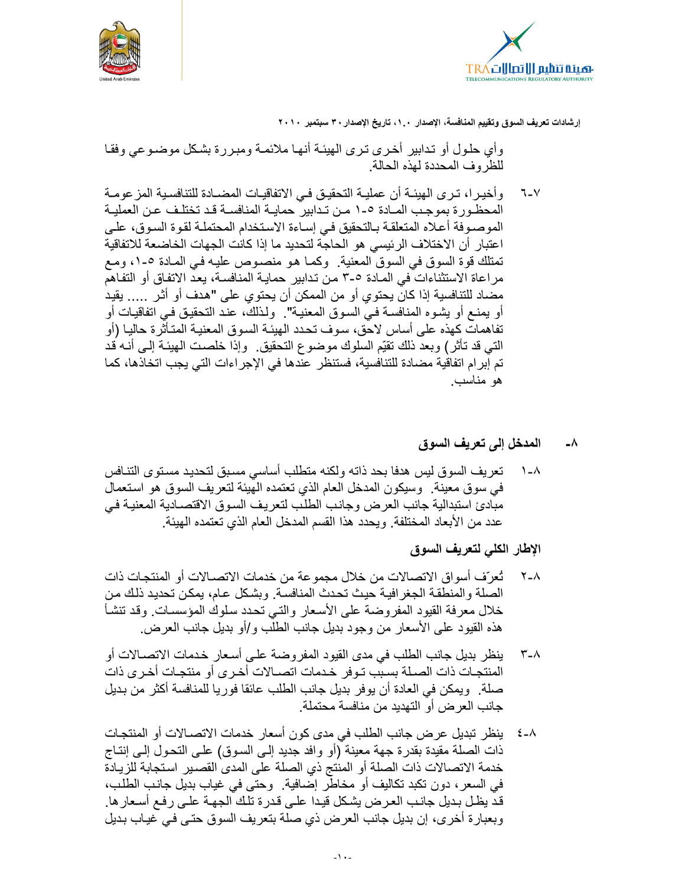وأي حلول أو تدابير أخرى ترى الهيئة أنها ملائمة ومبررة بشكل موضوعي وفقا للظروف المحددة لهذه الحالة.

٧-٦ وأخيرا، ترى الهيئة أن عملية التحقيق في الاتفاقيات المضادة للتنافسية المزعومة المحظورة بموجب المادة ٥-١ من تدابير حماية المنافسة قد تختلف عن العملية الموصوفة أعلاه المتعلقة بالتحقيق في إساءة الاستخدام المحتملة لقوة السوق، على اعتبار أن الاختلاف الرئيسي هو الحاجة لتحديد ما إذا كانت الجهات الخاضعة للاتفاقية تمتلك قوة السوق في السوق المعنية. وكما هو منصوص عليه في المادة ٥-١، ومع مراعاة الاستثناءات في المادة ٥-٣ من تدابير حماية المنافسة، يعد الاتفاق أو التفاهم مضاد للتنافسية إذا كان يحتوي أو من الممكن أن يحتوي على "هدف أو أثر ..... يقيد أو يمنع أو يشوه المنافسة في السوق المعنية". ولذلك، عند التحقيق في اتفاقيات أو تفاهمات كهذه على أساس لاحق، سوف تحدد الهيئة السوق المعنية المتأثرة حاليا (أو التي قد تأثر) وبعد ذلك تقيّم السلوك موضوع التحقيق. وإذا خلصت الهيئة إلى أنه قد تم إبرام اتفاقية مضادة للتنافسية، فستنظر عندها في الإجراءات التي يجب اتخاذها، كما هو مناسب.

## ٨- المدخل إلى تعريف السوق

٨-١ تعريف السوق ليس هدفا بحد ذاته ولكنه متطلب أساسي مسبق لتحديد مستوى التنافس في سوق معينة. وسيكون المدخل العام الذي تعتمده الهيئة لتعريف السوق هو استعمال مبادئ استبدالية جانب العرض وجانب الطلب لتعريف السوق الاقتصادية المعنية في عدد من الأبعاد المختلفة. ويحدد هذا القسم المدخل العام الذي تعتمده الهيئة.

### الإطار الكلي لتعريف السوق

٨-٢ تُعرّف أسواق الاتصالات من خلال مجموعة من خدمات الاتصالات أو المنتجات ذات الصلة والمنطقة الجغرافية حيث تحدث المنافسة. وبشكل عام، يمكن تحديد ذلك من خلال معرفة القيود المفروضة على الأسعار والتي تحدد سلوك المؤسسات. وقد تنشأ هذه القيود على الأسعار من وجود بديل جانب الطلب و/أو بديل جانب العرض.

٨-٣ ينظر بديل جانب الطلب في مدى القيود المفروضة على أسعار خدمات الاتصالات أو المنتجات ذات الصلة بسبب توفر خدمات اتصالات أخرى أو منتجات أخرى ذات صلة. ويمكن في العادة أن يوفر بديل جانب الطلب عائقا فوريا للمنافسة أكثر من بديل جانب العرض أو التهديد من منافسة محتملة.

٨-٤ ينظر تبديل عرض جانب الطلب في مدى كون أسعار خدمات الاتصالات أو المنتجات ذات الصلة مقيدة بقدرة جهة معينة (أو وافد جديد إلى السوق) على التحول إلى إنتاج خدمة الاتصالات ذات الصلة أو المنتج ذي الصلة على المدى القصير استجابة للزيادة في السعر، دون تكبد تكاليف أو مخاطر إضافية. وحتى في غياب بديل جانب الطلب، قد يظل بديل جانب العرض يشكل قيدا على قدرة تلك الجهة على رفع أسعارها. وبعبارة أخرى، إن بديل جانب العرض ذي صلة بتعريف السوق حتى في غياب بديل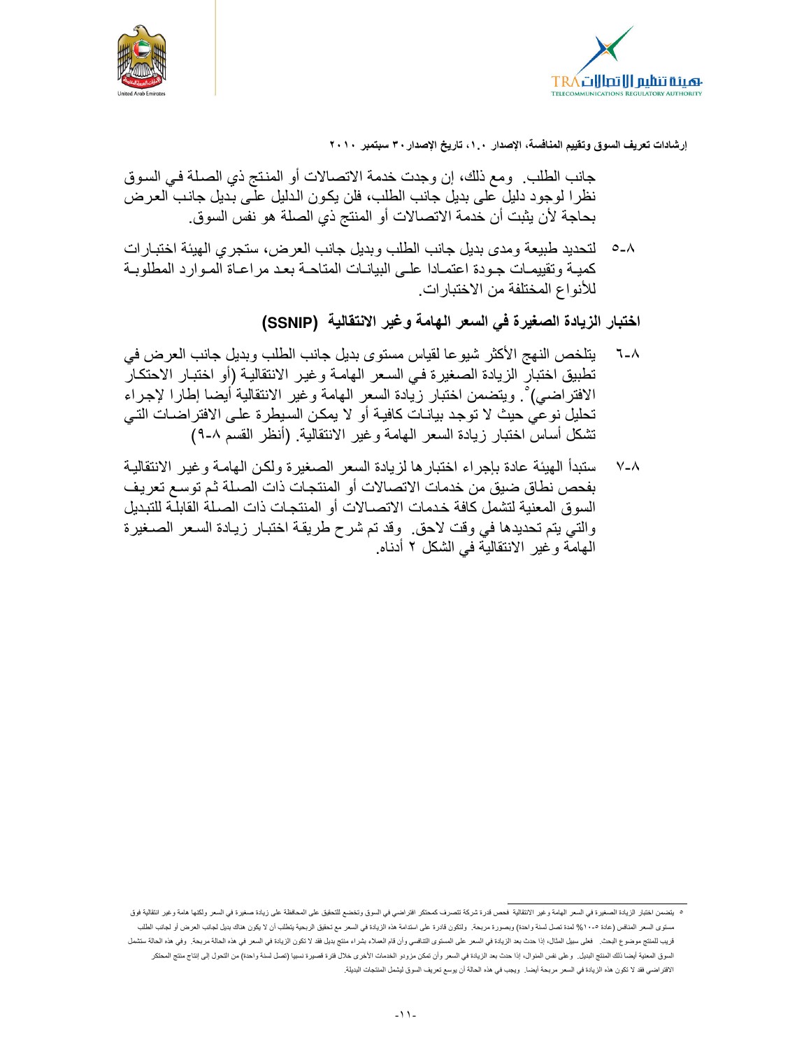جانب الطلب. ومع ذلك، إن وجدت خدمة الاتصالات أو المنتج ذي الصلة في السوق نظرا لوجود دليل على بديل جانب الطلب، فلن يكون الدليل على بديل جانب العرض بحاجة لأن يثبت أن خدمة الاتصالات أو المنتج ذي الصلة هو نفس السوق.

٨-٥ لتحديد طبيعة ومدى بديل جانب الطلب وبديل جانب العرض، ستجري الهيئة اختبارات كمية وتقييمات جودة اعتمادا على البيانات المتاحة بعد مراعاة الموارد المطلوبة للأنواع المختلفة من الاختبارات.

### اختبار الزيادة الصغيرة في السعر الهامة وغير الانتقالية (SSNIP)

٨-٦ يتلخص النهج الأكثر شيوعا لقياس مستوى بديل جانب الطلب وبديل جانب العرض في تطبيق اختبار الزيادة الصغيرة في السعر الهامة وغير الانتقالية (أو اختبار الاحتكار الافتراضي)[٥]. ويتضمن اختبار زيادة السعر الهامة وغير الانتقالية أيضا إطارا لإجراء تحليل نوعي حيث لا توجد بيانات كافية أو لا يمكن السيطرة على الافتراضات التي تشكل أساس اختبار زيادة السعر الهامة وغير الانتقالية. (أنظر القسم ٨-٩)

٨-٧ ستبدأ الهيئة عادة بإجراء اختبارها لزيادة السعر الصغيرة ولكن الهامة وغير الانتقالية بفحص نطاق ضيق من خدمات الاتصالات أو المنتجات ذات الصلة ثم توسع تعريف السوق المعنية لتشمل كافة خدمات الاتصالات أو المنتجات ذات الصلة القابلة للتبديل والتي يتم تحديدها في وقت لاحق. وقد تم شرح طريقة اختبار زيادة السعر الصغيرة الهامة وغير الانتقالية في الشكل ٢ أدناه.

---

٥ يتضمن اختبار الزيادة الصغيرة في السعر الهامة وغير الانتقالية فحص قدرة شركة تتصرف كمحتكر افتراضي في السوق وتخضع للتحقيق على المحافظة على زيادة صغيرة في السعر ولكنها هامة وغير انتقالية فوق مستوى السعر المنافس (عادة ٥-١٠% لمدة تصل لسنة واحدة) وبصورة مربحة. ولتكون قادرة على استدامة هذه الزيادة في السعر مع تحقيق الربحية يتطلب أن لا يكون هناك بديل لجانب العرض أو لجانب الطلب قريب للمنتج موضوع البحث. فعلى سبيل المثال، إذا حدث بعد الزيادة في السعر على المستوى التنافسي وأن قام العملاء بشراء منتج بديل فقد لا تكون الزيادة في السعر في هذه الحالة مربحة. وفي هذه الحالة ستشمل السوق المعنية أيضا ذلك المنتج البديل. وعلى نفس المنوال، إذا حدث بعد الزيادة في السعر وأن تمكن مزودو الخدمات الأخرى خلال فترة قصيرة نسبيا (تصل لسنة واحدة) من التحول إلى إنتاج منتج المحتكر الافتراضي فقد لا تكون هذه الزيادة في السعر مربحة أيضا. ويجب في هذه الحالة أن يوسع تعريف السوق ليشمل المنتجات البديلة.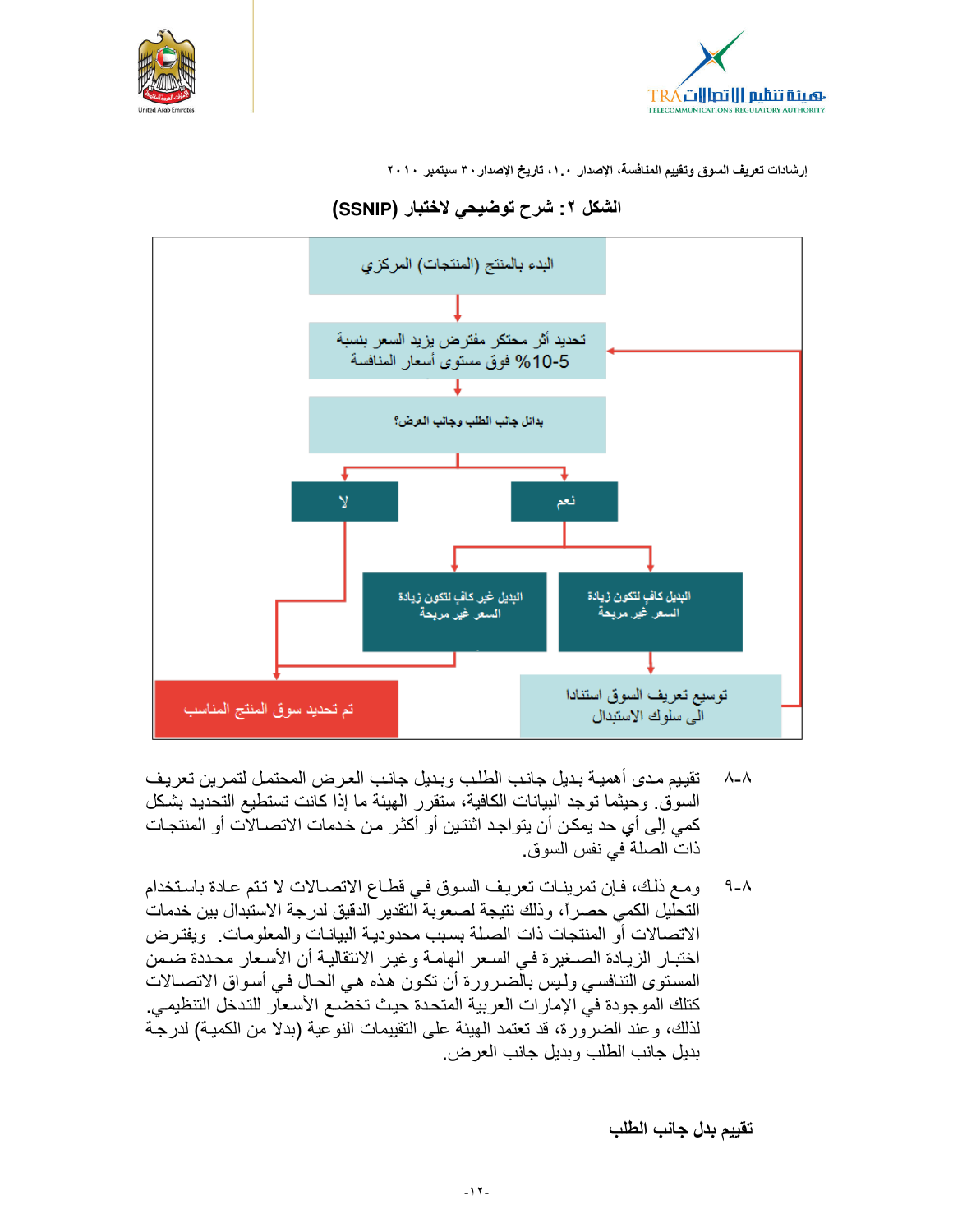إرشادات تعريف السوق وتقييم المنافسة، الإصدار ١.٠، تاريخ الإصدار ٣٠ سبتمبر ٢٠١٠

**الشكل ٢: شرح توضيحي لاختبار (SSNIP)**

البدء بالمنتج (المنتجات) المركزي

تحديد أثر محتكر مفترض يزيد السعر بنسبة 5-10% فوق مستوى أسعار المنافسة

بدائل جانب الطلب وجانب العرض؟

نعم

لا

البديل كافٍ لتكون زيادة السعر غير مربحة

البديل غير كافٍ لتكون زيادة السعر غير مربحة

توسيع تعريف السوق استنادا الى سلوك الاستبدال

تم تحديد سوق المنتج المناسب

٨-٨ تقييم مدى أهمية بديل جانب الطلب وبديل جانب العرض المحتمل لتمرين تعريف السوق. وحيثما توجد البيانات الكافية، ستقرر الهيئة ما إذا كانت تستطيع التحديد بشكل كمي إلى أي حد يمكن أن يتواجد اثنتين أو أكثر من خدمات الاتصالات أو المنتجات ذات الصلة في نفس السوق.

٩-٨ ومع ذلك، فإن تمرينات تعريف السوق في قطاع الاتصالات لا تتم عادة باستخدام التحليل الكمي حصراً، وذلك نتيجة لصعوبة التقدير الدقيق لدرجة الاستبدال بين خدمات الاتصالات أو المنتجات ذات الصلة بسبب محدودية البيانات والمعلومات. ويفترض اختبار الزيادة الصغيرة في السعر الهامة وغير الانتقالية أن الأسعار محددة ضمن المستوى التنافسي وليس بالضرورة أن تكون هذه هي الحال في أسواق الاتصالات كتلك الموجودة في الإمارات العربية المتحدة حيث تخضع الأسعار للتدخل التنظيمي. لذلك، وعند الضرورة، قد تعتمد الهيئة على التقييمات النوعية (بدلا من الكمية) لدرجة بديل جانب الطلب وبديل جانب العرض.

**تقييم بدل جانب الطلب**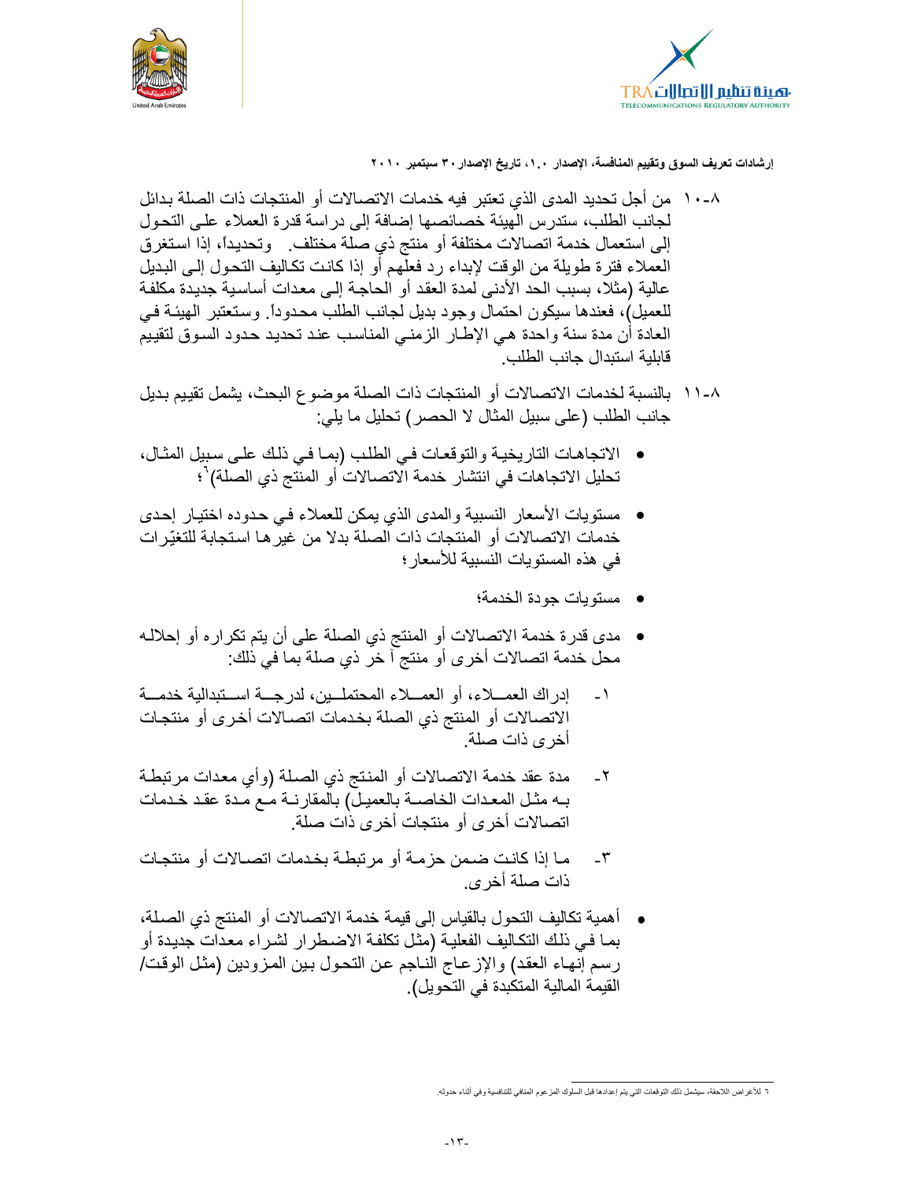٨-١٠ من أجل تحديد المدى الذي تعتبر فيه خدمات الاتصالات أو المنتجات ذات الصلة بدائل لجانب الطلب، ستدرس الهيئة خصائصها إضافة إلى دراسة قدرة العملاء على التحول إلى استعمال خدمة اتصالات مختلفة أو منتج ذي صلة مختلف. وتحديداً، إذا استغرق العملاء فترة طويلة من الوقت لإبداء رد فعلهم أو إذا كانت تكاليف التحول إلى البديل عالية (مثلا، بسبب الحد الأدنى لمدة العقد أو الحاجة إلى معدات أساسية جديدة مكلفة للعميل)، فعندها سيكون احتمال وجود بديل لجانب الطلب محدوداً. وستعتبر الهيئة في العادة أن مدة سنة واحدة هي الإطار الزمني المناسب عند تحديد حدود السوق لتقييم قابلية استبدال جانب الطلب.

٨-١١ بالنسبة لخدمات الاتصالات أو المنتجات ذات الصلة موضوع البحث، يشمل تقييم بديل جانب الطلب (على سبيل المثال لا الحصر) تحليل ما يلي:

- الاتجاهات التاريخية والتوقعات في الطلب (بما في ذلك على سبيل المثال، تحليل الاتجاهات في انتشار خدمة الاتصالات أو المنتج ذي الصلة)[٦]؛
- مستويات الأسعار النسبية والمدى الذي يمكن للعملاء في حدوده اختيار إحدى خدمات الاتصالات أو المنتجات ذات الصلة بدلا من غيرها استجابة للتغيّرات في هذه المستويات النسبية للأسعار؛
- مستويات جودة الخدمة؛
- مدى قدرة خدمة الاتصالات أو المنتج ذي الصلة على أن يتم تكراره أو إحلاله محل خدمة اتصالات أخرى أو منتج آخر ذي صلة بما في ذلك:
  - ١- إدراك العملاء، أو العملاء المحتملين، لدرجة استبدالية خدمة الاتصالات أو المنتج ذي الصلة بخدمات اتصالات أخرى أو منتجات أخرى ذات صلة.
  - ٢- مدة عقد خدمة الاتصالات أو المنتج ذي الصلة (وأي معدات مرتبطة به مثل المعدات الخاصة بالعميل) بالمقارنة مع مدة عقد خدمات اتصالات أخرى أو منتجات أخرى ذات صلة.
  - ٣- ما إذا كانت ضمن حزمة أو مرتبطة بخدمات اتصالات أو منتجات ذات صلة أخرى.
- أهمية تكاليف التحول بالقياس إلى قيمة خدمة الاتصالات أو المنتج ذي الصلة، بما في ذلك التكاليف الفعلية (مثل تكلفة الاضطرار لشراء معدات جديدة أو رسم إنهاء العقد) والإزعاج الناجم عن التحول بين المزودين (مثل الوقت/ القيمة المالية المتكبدة في التحويل).

---

[٦] للأغراض اللاحقة، سيشمل ذلك التوقعات التي يتم إعدادها قبل السلوك المزعوم المنافي للتنافسية وفي أثناء حدوثه.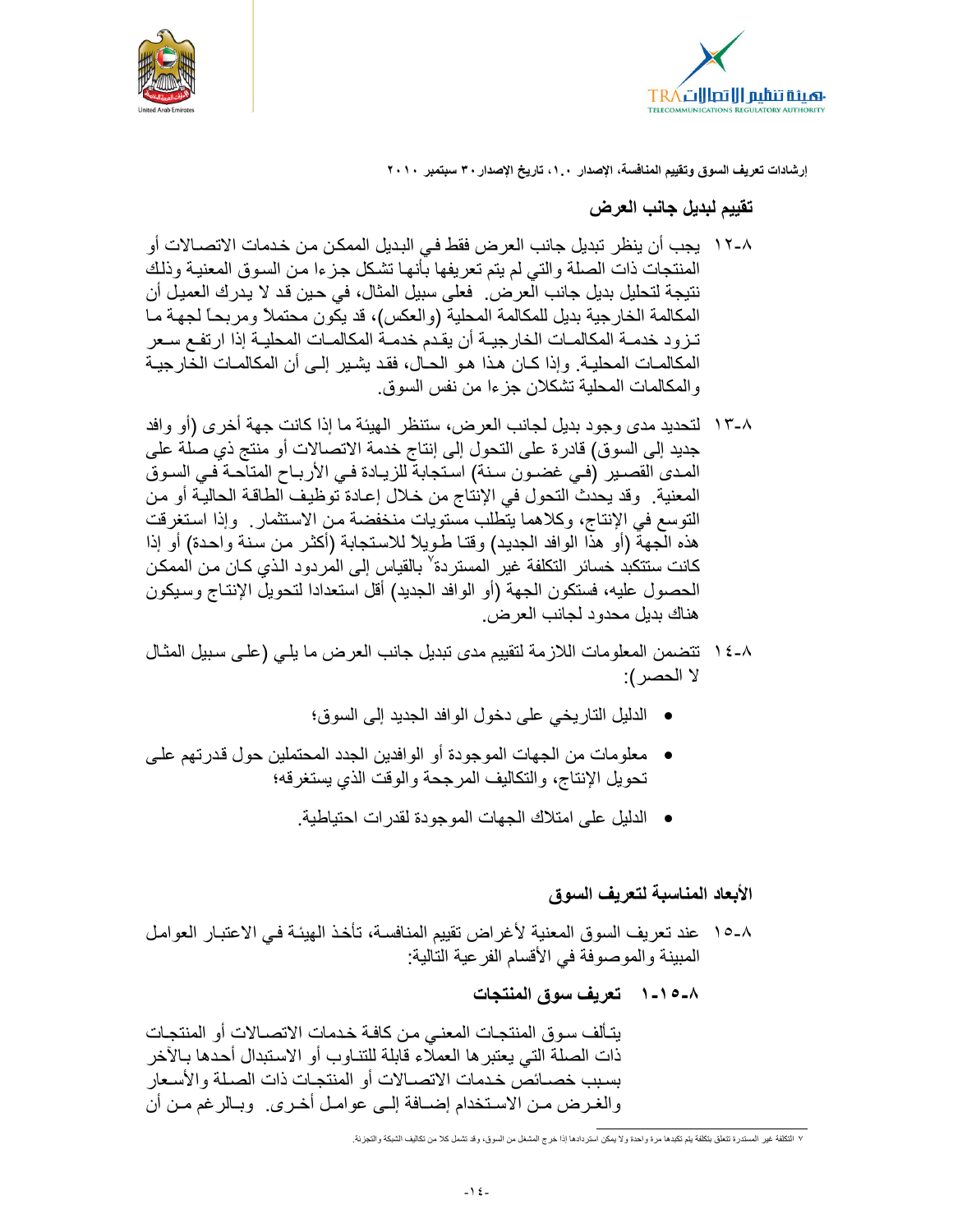## تقييم لبديل جانب العرض

٨-١٢ يجب أن ينظر تبديل جانب العرض فقط في البديل الممكن من خدمات الاتصالات أو المنتجات ذات الصلة والتي لم يتم تعريفها بأنها تشكل جزءا من السوق المعنية وذلك نتيجة لتحليل بديل جانب العرض. فعلى سبيل المثال، في حين قد لا يدرك العميل أن المكالمة الخارجية بديل للمكالمة المحلية (والعكس)، قد يكون محتملاً ومربحاً لجهة ما تزود خدمة المكالمات الخارجية أن يقدم خدمة المكالمات المحلية إذا ارتفع سعر المكالمات المحلية. وإذا كان هذا هو الحال، فقد يشير إلى أن المكالمات الخارجية والمكالمات المحلية تشكلان جزءا من نفس السوق.

٨-١٣ لتحديد مدى وجود بديل لجانب العرض، ستنظر الهيئة ما إذا كانت جهة أخرى (أو وافد جديد إلى السوق) قادرة على التحول إلى إنتاج خدمة الاتصالات أو منتج ذي صلة على المدى القصير (في غضون سنة) استجابة للزيادة في الأرباح المتاحة في السوق المعنية. وقد يحدث التحول في الإنتاج من خلال إعادة توظيف الطاقة الحالية أو من التوسع في الإنتاج، وكلاهما يتطلب مستويات منخفضة من الاستثمار. وإذا استغرقت هذه الجهة (أو هذا الوافد الجديد) وقتا طويلا للاستجابة (أكثر من سنة واحدة) أو إذا كانت ستتكبد خسائر التكلفة غير المستردة[٧] بالقياس إلى المردود الذي كان من الممكن الحصول عليه، فستكون الجهة (أو الوافد الجديد) أقل استعدادا لتحويل الإنتاج وسيكون هناك بديل محدود لجانب العرض.

٨-١٤ تتضمن المعلومات اللازمة لتقييم مدى تبديل جانب العرض ما يلي (على سبيل المثال لا الحصر):

- الدليل التاريخي على دخول الوافد الجديد إلى السوق؛
- معلومات من الجهات الموجودة أو الوافدين الجدد المحتملين حول قدرتهم على تحويل الإنتاج، والتكاليف المرجحة والوقت الذي يستغرقه؛
- الدليل على امتلاك الجهات الموجودة لقدرات احتياطية.

## الأبعاد المناسبة لتعريف السوق

٨-١٥ عند تعريف السوق المعنية لأغراض تقييم المنافسة، تأخذ الهيئة في الاعتبار العوامل المبينة والموصوفة في الأقسام الفرعية التالية:

### ٨-١٥-١ تعريف سوق المنتجات

يتألف سوق المنتجات المعني من كافة خدمات الاتصالات أو المنتجات ذات الصلة التي يعتبرها العملاء قابلة للتناوب أو الاستبدال أحدها بالآخر بسبب خصائص خدمات الاتصالات أو المنتجات ذات الصلة والأسعار والغرض من الاستخدام إضافة إلى عوامل أخرى. وبالرغم من أن

---

[٧] التكلفة غير المستردة تتعلق بتكلفة يتم تكبدها مرة واحدة ولا يمكن استردادها إذا خرج المشغل من السوق، وقد تشمل كلا من تكاليف الشبكة والتجزئة.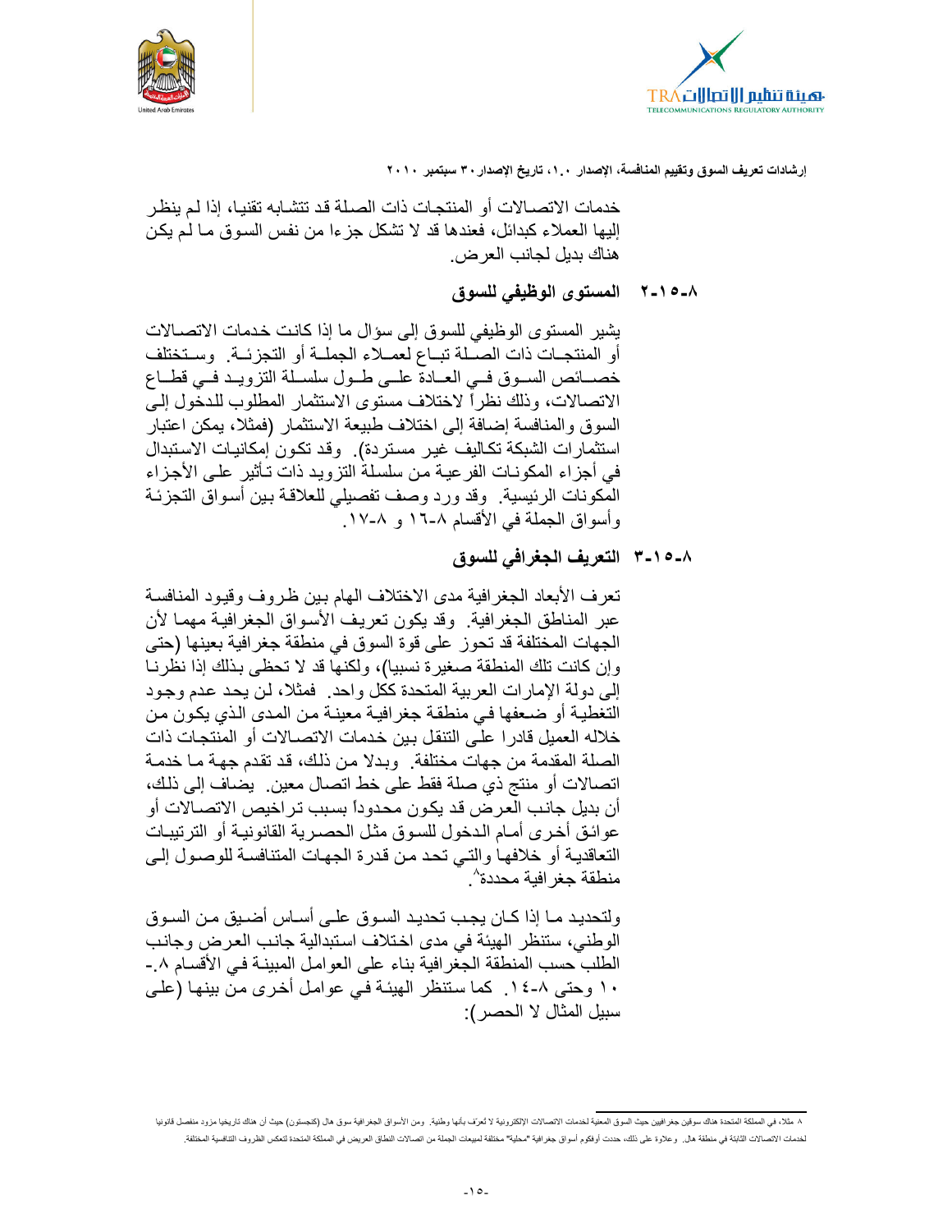خدمات الاتصالات أو المنتجات ذات الصلة قد تتشابه تقنيا، إذا لم ينظر إليها العملاء كبدائل، فعندها قد لا تشكل جزءا من نفس السوق ما لم يكن هناك بديل لجانب العرض.

### ٨-١٥-٢ المستوى الوظيفي للسوق

يشير المستوى الوظيفي للسوق إلى سؤال ما إذا كانت خدمات الاتصالات أو المنتجات ذات الصلة تباع لعملاء الجملة أو التجزئة. وستختلف خصائص السوق في العادة على طول سلسلة التزويد في قطاع الاتصالات، وذلك نظراً لاختلاف مستوى الاستثمار المطلوب للدخول إلى السوق والمنافسة إضافة إلى اختلاف طبيعة الاستثمار (فمثلا، يمكن اعتبار استثمارات الشبكة تكاليف غير مستردة). وقد تكون إمكانيات الاستبدال في أجزاء المكونات الفرعية من سلسلة التزويد ذات تأثير على الأجزاء المكونات الرئيسية. وقد ورد وصف تفصيلي للعلاقة بين أسواق التجزئة وأسواق الجملة في الأقسام ٨-١٦ و ٨-١٧.

### ٨-١٥-٣ التعريف الجغرافي للسوق

تعرف الأبعاد الجغرافية مدى الاختلاف الهام بين ظروف وقيود المنافسة عبر المناطق الجغرافية. وقد يكون تعريف الأسواق الجغرافية مهما لأن الجهات المختلفة قد تحوز على قوة السوق في منطقة جغرافية بعينها (حتى وإن كانت تلك المنطقة صغيرة نسبيا)، ولكنها قد لا تحظى بذلك إذا نظرنا إلى دولة الإمارات العربية المتحدة ككل واحد. فمثلا، لن يحد عدم وجود التغطية أو ضعفها في منطقة جغرافية معينة من المدى الذي يكون من خلاله العميل قادرا على التنقل بين خدمات الاتصالات أو المنتجات ذات الصلة المقدمة من جهات مختلفة. وبدلا من ذلك، قد تقدم جهة ما خدمة اتصالات أو منتج ذي صلة فقط على خط اتصال معين. يضاف إلى ذلك، أن بديل جانب العرض قد يكون محدوداً بسبب تراخيص الاتصالات أو عوائق أخرى أمام الدخول للسوق مثل الحصرية القانونية أو الترتيبات التعاقدية أو خلافها والتي تحد من قدرة الجهات المتنافسة للوصول إلى منطقة جغرافية محددة[٨].

ولتحديد ما إذا كان يجب تحديد السوق على أساس أضيق من السوق الوطني، ستنظر الهيئة في مدى اختلاف استبدالية جانب العرض وجانب الطلب حسب المنطقة الجغرافية بناء على العوامل المبينة في الأقسام ٨-١٠ وحتى ٨-١٤. كما ستنظر الهيئة في عوامل أخرى من بينها (على سبيل المثال لا الحصر):

---

٨ مثلا، في المملكة المتحدة هناك سوقين جغرافيين حيث السوق المعنية لخدمات الاتصالات الإلكترونية لا تُعرّف بأنها وطنية. ومن الأسواق الجغرافية سوق هال (كنجستون) حيث أن هناك تاريخيا مزود منفصل قانونيا لخدمات الاتصالات الثابتة في منطقة هال. وعلاوة على ذلك، حددت أوفكوم أسواق جغرافية "محلية" مختلفة لمبيعات الجملة من اتصالات النطاق العريض في المملكة المتحدة لتعكس الظروف التنافسية المختلفة.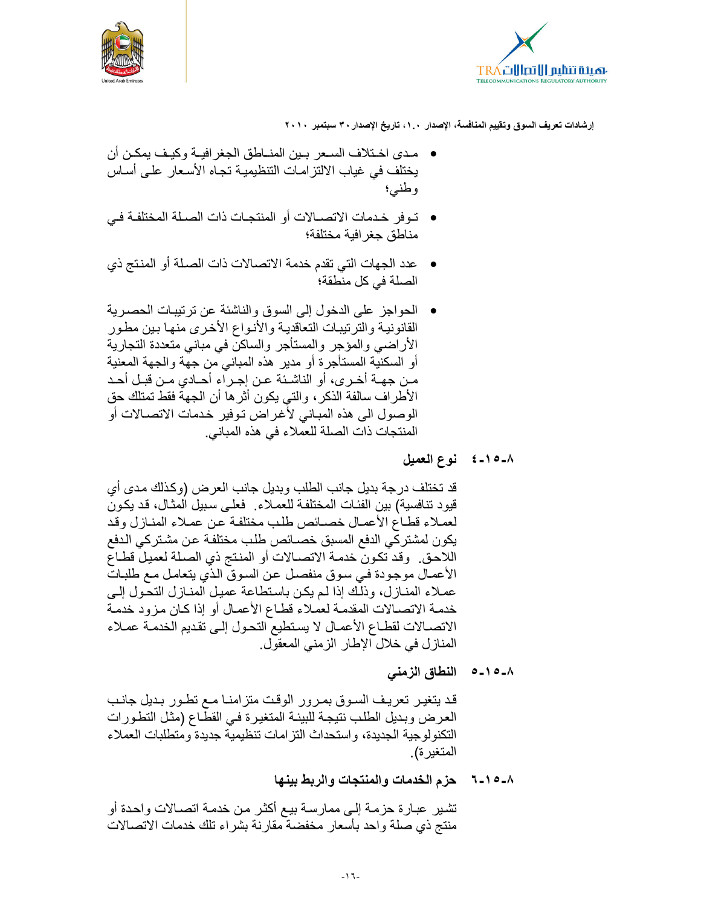- مدى اختلاف السعر بين المناطق الجغرافية وكيف يمكن أن يختلف في غياب الالتزامات التنظيمية تجاه الأسعار على أساس وطني؛

- توفر خدمات الاتصالات أو المنتجات ذات الصلة المختلفة في مناطق جغرافية مختلفة؛

- عدد الجهات التي تقدم خدمة الاتصالات ذات الصلة أو المنتج ذي الصلة في كل منطقة؛

- الحواجز على الدخول إلى السوق والناشئة عن ترتيبات الحصرية القانونية والترتيبات التعاقدية والأنواع الأخرى منها بين مطور الأراضي والمؤجر والمستأجر والساكن في مباني متعددة التجارية أو السكنية المستأجرة أو مدير هذه المباني من جهة والجهة المعنية من جهة أخرى، أو الناشئة عن إجراء أحادي من قبل أحد الأطراف سالفة الذكر، والتي يكون أثرها أن الجهة فقط تمتلك حق الوصول الى هذه المباني لأغراض توفير خدمات الاتصالات أو المنتجات ذات الصلة للعملاء في هذه المباني.

### ٨-١٥-٤ نوع العميل

قد تختلف درجة بديل جانب الطلب وبديل جانب العرض (وكذلك مدى أي قيود تنافسية) بين الفئات المختلفة للعملاء. فعلى سبيل المثال، قد يكون لعملاء قطاع الأعمال خصائص طلب مختلفة عن عملاء المنازل وقد يكون لمشتركي الدفع المسبق خصائص طلب مختلفة عن مشتركي الدفع اللاحق. وقد تكون خدمة الاتصالات أو المنتج ذي الصلة لعميل قطاع الأعمال موجودة في سوق منفصل عن السوق الذي يتعامل مع طلبات عملاء المنازل، وذلك إذا لم يكن باستطاعة عميل المنازل التحول إلى خدمة الاتصالات المقدمة لعملاء قطاع الأعمال أو إذا كان مزود خدمة الاتصالات لقطاع الأعمال لا يستطيع التحول إلى تقديم الخدمة عملاء المنازل في خلال الإطار الزمني المعقول.

### ٨-١٥-٥ النطاق الزمني

قد يتغير تعريف السوق بمرور الوقت متزامنا مع تطور بديل جانب العرض وبديل الطلب نتيجة للبيئة المتغيرة في القطاع (مثل التطورات التكنولوجية الجديدة، واستحداث التزامات تنظيمية جديدة ومتطلبات العملاء المتغيرة).

### ٨-١٥-٦ حزم الخدمات والمنتجات والربط بينها

تشير عبارة حزمة إلى ممارسة بيع أكثر من خدمة اتصالات واحدة أو منتج ذي صلة واحد بأسعار مخفضة مقارنة بشراء تلك خدمات الاتصالات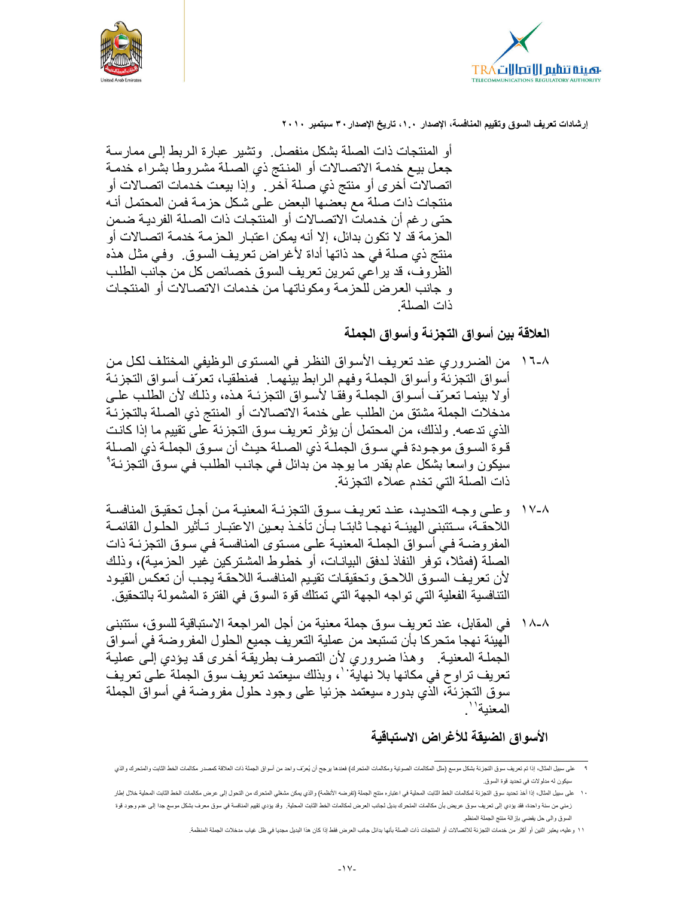أو المنتجات ذات الصلة بشكل منفصل. وتشير عبارة الربط إلى ممارسة جعل بيع خدمة الاتصالات أو المنتج ذي الصلة مشروطا بشراء خدمة اتصالات أخرى أو منتج ذي صلة آخر. وإذا بيعت خدمات اتصالات أو منتجات ذات صلة مع بعضها البعض على شكل حزمة فمن المحتمل أنه حتى رغم أن خدمات الاتصالات أو المنتجات ذات الصلة الفردية ضمن الحزمة قد لا تكون بدائل، إلا أنه يمكن اعتبار الحزمة خدمة اتصالات أو منتج ذي صلة في حد ذاتها أداة لأغراض تعريف السوق. وفي مثل هذه الظروف، قد يراعي تمرين تعريف السوق خصائص كل من جانب الطلب و جانب العرض للحزمة ومكوناتها من خدمات الاتصالات أو المنتجات ذات الصلة.

## العلاقة بين أسواق التجزئة وأسواق الجملة

٨-١٦ من الضروري عند تعريف الأسواق النظر في المستوى الوظيفي المختلف لكل من أسواق التجزئة وأسواق الجملة وفهم الرابط بينهما. فمنطقيا، تعرّف أسواق التجزئة أولا بينما تعرّف أسواق الجملة وفقا لأسواق التجزئة هذه، وذلك لأن الطلب على مدخلات الجملة مشتق من الطلب على خدمة الاتصالات أو المنتج ذي الصلة بالتجزئة الذي تدعمه. ولذلك، من المحتمل أن يؤثر تعريف سوق التجزئة على تقييم ما إذا كانت قوة السوق موجودة في سوق الجملة ذي الصلة حيث أن سوق الجملة ذي الصلة سيكون واسعا بشكل عام بقدر ما يوجد من بدائل في جانب الطلب في سوق التجزئة[٩] ذات الصلة التي تخدم عملاء التجزئة.

٨-١٧ وعلى وجه التحديد، عند تعريف سوق التجزئة المعنية من أجل تحقيق المنافسة اللاحقة، ستتبنى الهيئة نهجا ثابتا بأن تأخذ بعين الاعتبار تأثير الحلول القائمة المفروضة في أسواق الجملة المعنية على مستوى المنافسة في سوق التجزئة ذات الصلة (فمثلا، توفر النفاذ لدفق البيانات، أو خطوط المشتركين غير الحزمية)، وذلك لأن تعريف السوق اللاحق وتحقيقات تقييم المنافسة اللاحقة يجب أن تعكس القيود التنافسية الفعلية التي تواجه الجهة التي تمتلك قوة السوق في الفترة المشمولة بالتحقيق.

٨-١٨ في المقابل، عند تعريف سوق جملة معنية من أجل المراجعة الاستباقية للسوق، ستتبنى الهيئة نهجا متحركا بأن تستبعد من عملية التعريف جميع الحلول المفروضة في أسواق الجملة المعنية. وهذا ضروري لأن التصرف بطريقة أخرى قد يؤدي إلى عملية تعريف تراوح في مكانها بلا نهاية[١٠]، وبذلك سيعتمد تعريف سوق الجملة على تعريف سوق التجزئة، الذي بدوره سيعتمد جزئيا على وجود حلول مفروضة في أسواق الجملة المعنية[١١].

## الأسواق الضيقة للأغراض الاستباقية

---

٩ على سبيل المثال، إذا تم تعريف سوق التجزئة بشكل موسع (مثل المكالمات الصوتية ومكالمات المتحرك) فعندها يرجح أن يُعرّف واحد من أسواق الجملة ذات العلاقة كمصدر مكالمات الخط الثابت والمتحرك والذي سيكون له مدلولات في تحديد قوة السوق.

١٠ على سبيل المثال، إذا أخذ تحديد سوق التجزئة لمكالمات الخط الثابت المحلية في اعتباره منتج الجملة (تفرضه الأنظمة) والذي يمكن مشغلي المتحرك من التحول إلى عرض مكالمات الخط الثابت المحلية خلال إطار زمني من سنة واحدة، فقد يؤدي إلى تعريف سوق عريض بأن مكالمات المتحرك بديل لجانب العرض لمكالمات الخط الثابت المحلية. وقد يؤدي تقييم المنافسة في سوق معرف بشكل موسع جدا إلى عدم وجود قوة السوق وإلى حل يقضي بإزالة منتج الجملة المنظم.

١١ وعليه، يعتبر اثنين أو أكثر من خدمات التجزئة للاتصالات أو المنتجات ذات الصلة بأنها بدائل جانب العرض فقط إذا كان هذا البديل مجديا في ظل غياب مدخلات الجملة المنظمة.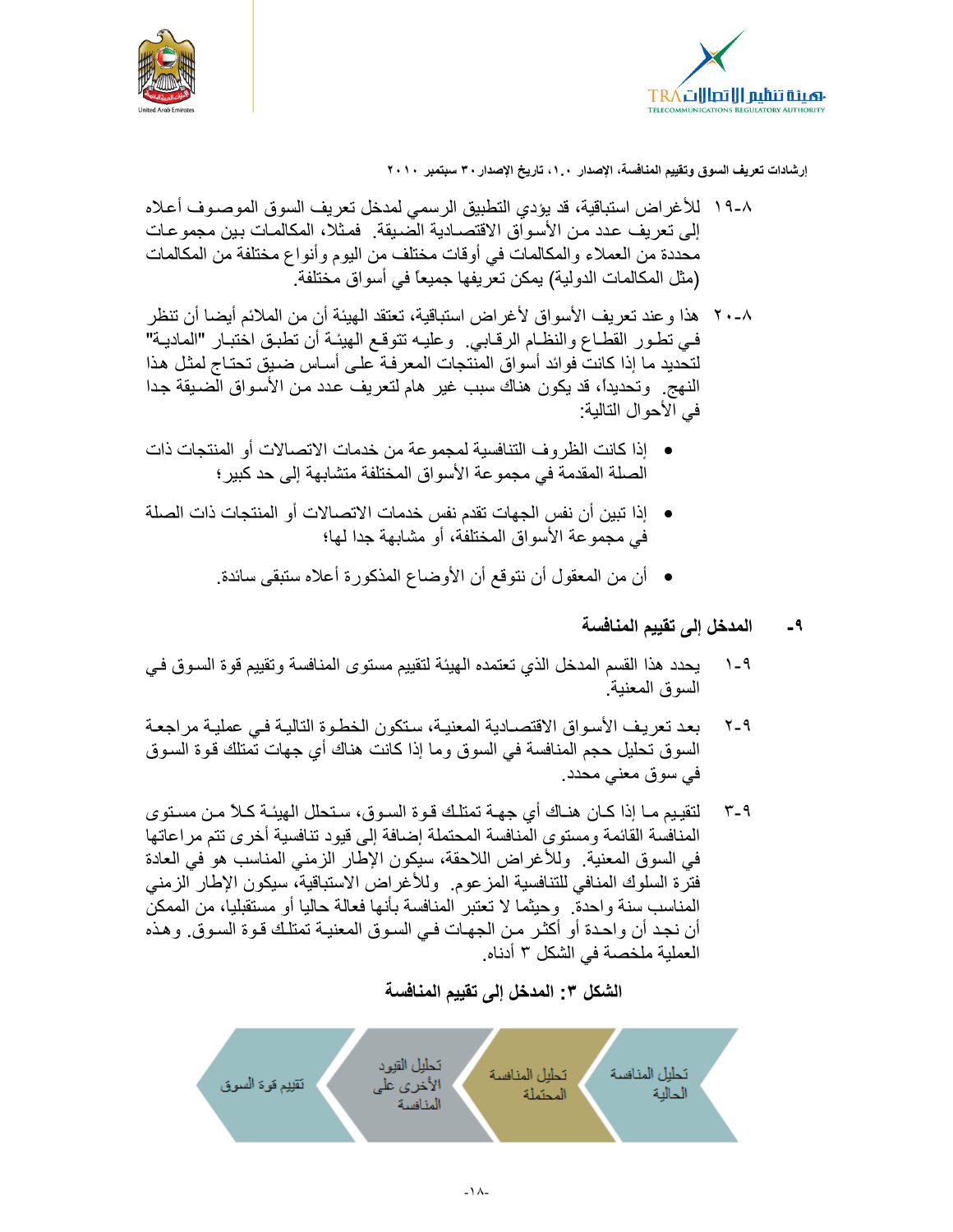٨-١٩ للأغراض استباقية، قد يؤدي التطبيق الرسمي لمدخل تعريف السوق الموصوف أعلاه إلى تعريف عدد من الأسواق الاقتصادية الضيقة. فمثلا، المكالمات بين مجموعات محددة من العملاء والمكالمات في أوقات مختلف من اليوم وأنواع مختلفة من المكالمات (مثل المكالمات الدولية) يمكن تعريفها جميعاً في أسواق مختلفة.

٨-٢٠ هذا وعند تعريف الأسواق لأغراض استباقية، تعتقد الهيئة أن من الملائم أيضا أن تنظر في تطور القطاع والنظام الرقابي. وعليه تتوقع الهيئة أن تطبق اختبار "المادية" لتحديد ما إذا كانت فوائد أسواق المنتجات المعرفة على أساس ضيق تحتاج لمثل هذا النهج. وتحديداً، قد يكون هناك سبب غير هام لتعريف عدد من الأسواق الضيقة جدا في الأحوال التالية:

- إذا كانت الظروف التنافسية لمجموعة من خدمات الاتصالات أو المنتجات ذات الصلة المقدمة في مجموعة الأسواق المختلفة متشابهة إلى حد كبير؛
- إذا تبين أن نفس الجهات تقدم نفس خدمات الاتصالات أو المنتجات ذات الصلة في مجموعة الأسواق المختلفة، أو مشابهة جدا لها؛
- أن من المعقول أن نتوقع أن الأوضاع المذكورة أعلاه ستبقى سائدة.

## ٩- المدخل إلى تقييم المنافسة

٩-١ يحدد هذا القسم المدخل الذي تعتمده الهيئة لتقييم مستوى المنافسة وتقييم قوة السوق في السوق المعنية.

٩-٢ بعد تعريف الأسواق الاقتصادية المعنية، ستكون الخطوة التالية في عملية مراجعة السوق تحليل حجم المنافسة في السوق وما إذا كانت هناك أي جهات تمتلك قوة السوق في سوق معني محدد.

٩-٣ لتقييم ما إذا كان هناك أي جهة تمتلك قوة السوق، ستحلل الهيئة كلاً من مستوى المنافسة القائمة ومستوى المنافسة المحتملة إضافة إلى قيود تنافسية أخرى تتم مراعاتها في السوق المعنية. وللأغراض اللاحقة، سيكون الإطار الزمني المناسب هو في العادة فترة السلوك المنافي للتنافسية المزعوم. وللأغراض الاستباقية، سيكون الإطار الزمني المناسب سنة واحدة. وحيثما لا تعتبر المنافسة بأنها فعالة حاليا أو مستقبليا، من الممكن أن نجد أن واحدة أو أكثر من الجهات في السوق المعنية تمتلك قوة السوق. وهذه العملية ملخصة في الشكل ٣ أدناه.

**الشكل ٣: المدخل إلى تقييم المنافسة**

تحليل المنافسة الحالية

تحليل المنافسة المحتملة

تحليل القيود الأخرى على المنافسة

تقييم قوة السوق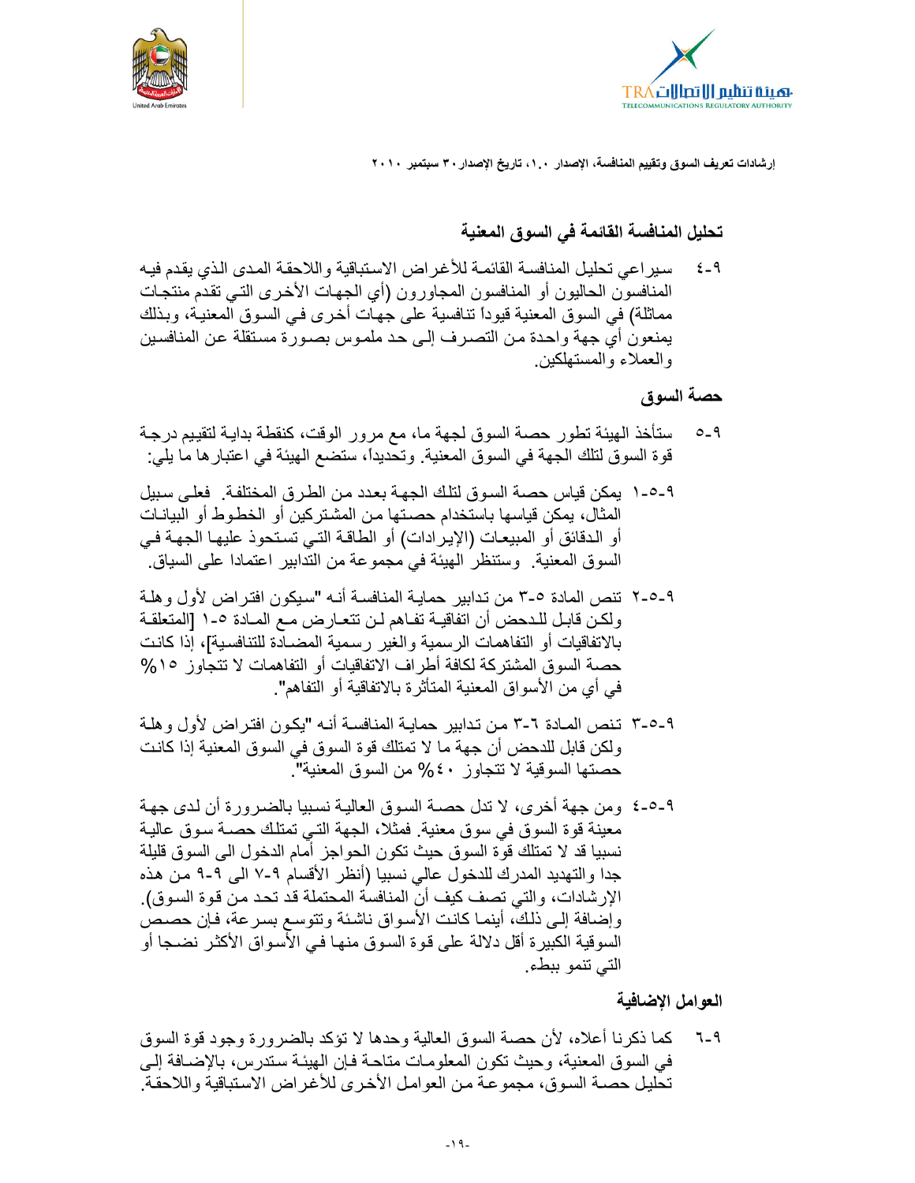## تحليل المنافسة القائمة في السوق المعنية

٩-٤ سيراعي تحليل المنافسة القائمة للأغراض الاستباقية واللاحقة المدى الذي يقدم فيه المنافسون الحاليون أو المنافسون المجاورون (أي الجهات الأخرى التي تقدم منتجات مماثلة) في السوق المعنية قيوداً تنافسية على جهات أخرى في السوق المعنية، وبذلك يمنعون أي جهة واحدة من التصرف إلى حد ملموس بصورة مستقلة عن المنافسين والعملاء والمستهلكين.

### حصة السوق

٩-٥ ستأخذ الهيئة تطور حصة السوق لجهة ما، مع مرور الوقت، كنقطة بداية لتقييم درجة قوة السوق لتلك الجهة في السوق المعنية. وتحديداً، ستضع الهيئة في اعتبارها ما يلي:

٩-٥-١ يمكن قياس حصة السوق لتلك الجهة بعدد من الطرق المختلفة. فعلى سبيل المثال، يمكن قياسها باستخدام حصتها من المشتركين أو الخطوط أو البيانات أو الدقائق أو المبيعات (الإيرادات) أو الطاقة التي تستحوذ عليها الجهة في السوق المعنية. وستنظر الهيئة في مجموعة من التدابير اعتمادا على السياق.

٩-٥-٢ تنص المادة ٥-٣ من تدابير حماية المنافسة أنه "سيكون افتراض لأول وهلة ولكن قابل للدحض أن اتفاقية تفاهم لن تتعارض مع المادة ٥-١ [المتعلقة بالاتفاقيات أو التفاهمات الرسمية والغير رسمية المضادة للتنافسية]، إذا كانت حصة السوق المشتركة لكافة أطراف الاتفاقيات أو التفاهمات لا تتجاوز ١٥% في أي من الأسواق المعنية المتأثرة بالاتفاقية أو التفاهم".

٩-٥-٣ تنص المادة ٦-٣ من تدابير حماية المنافسة أنه "يكون افتراض لأول وهلة ولكن قابل للدحض أن جهة ما لا تمتلك قوة السوق في السوق المعنية إذا كانت حصتها السوقية لا تتجاوز ٤٠% من السوق المعنية".

٩-٥-٤ ومن جهة أخرى، لا تدل حصة السوق العالية نسبيا بالضرورة أن لدى جهة معينة قوة السوق في سوق معنية. فمثلا، الجهة التي تمتلك حصة سوق عالية نسبيا قد لا تمتلك قوة السوق حيث تكون الحواجز أمام الدخول الى السوق قليلة جدا والتهديد المدرك للدخول عالي نسبيا (أنظر الأقسام ٩-٧ الى ٩-٩ من هذه الإرشادات، والتي تصف كيف أن المنافسة المحتملة قد تحد من قوة السوق). وإضافة إلى ذلك، أينما كانت الأسواق ناشئة وتتوسع بسرعة، فإن حصص السوقية الكبيرة أقل دلالة على قوة السوق منها في الأسواق الأكثر نضجا أو التي تنمو ببطء.

### العوامل الإضافية

٩-٦ كما ذكرنا أعلاه، لأن حصة السوق العالية وحدها لا تؤكد بالضرورة وجود قوة السوق في السوق المعنية، وحيث تكون المعلومات متاحة فإن الهيئة ستدرس، بالإضافة إلى تحليل حصة السوق، مجموعة من العوامل الأخرى للأغراض الاستباقية واللاحقة.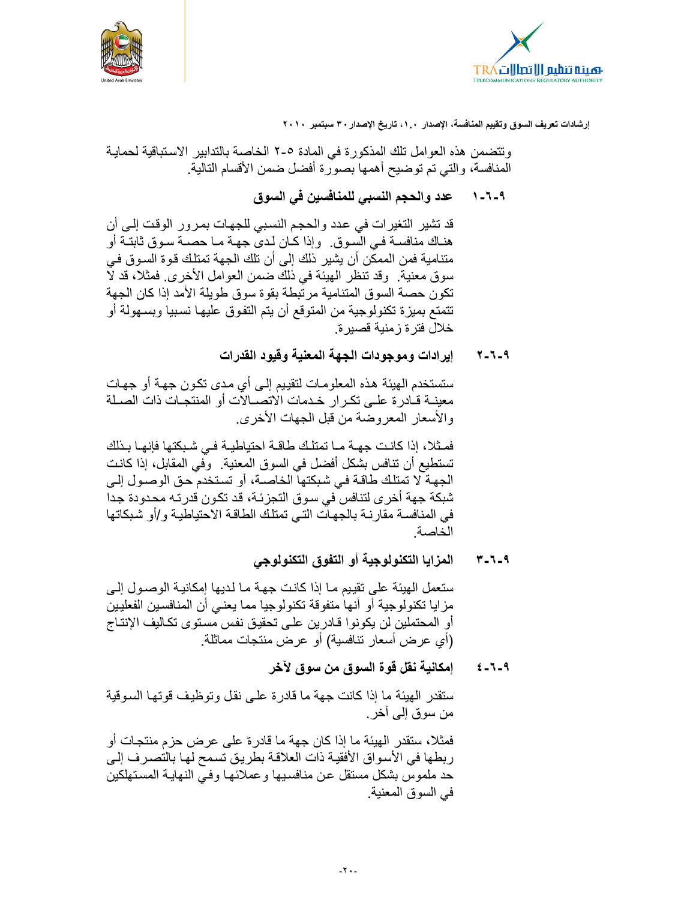وتتضمن هذه العوامل تلك المذكورة في المادة ٥-٢ الخاصة بالتدابير الاستباقية لحماية المنافسة، والتي تم توضيح أهمها بصورة أفضل ضمن الأقسام التالية.

### ٩-٦-١ عدد والحجم النسبي للمنافسين في السوق

قد تشير التغيرات في عدد والحجم النسبي للجهات بمرور الوقت إلى أن هناك منافسة في السوق. وإذا كان لدى جهة ما حصة سوق ثابتة أو متنامية فمن الممكن أن يشير ذلك إلى أن تلك الجهة تمتلك قوة السوق في سوق معنية. وقد تنظر الهيئة في ذلك ضمن العوامل الأخرى. فمثلا، قد لا تكون حصة السوق المتنامية مرتبطة بقوة سوق طويلة الأمد إذا كان الجهة تتمتع بميزة تكنولوجية من المتوقع أن يتم التفوق عليها نسبيا وبسهولة أو خلال فترة زمنية قصيرة.

### ٩-٦-٢ إيرادات وموجودات الجهة المعنية وقيود القدرات

ستستخدم الهيئة هذه المعلومات لتقييم إلى أي مدى تكون جهة أو جهات معينة قادرة على تكرار خدمات الاتصالات أو المنتجات ذات الصلة والأسعار المعروضة من قبل الجهات الأخرى.

فمثلا، إذا كانت جهة ما تمتلك طاقة احتياطية في شبكتها فإنها بذلك تستطيع أن تنافس بشكل أفضل في السوق المعنية. وفي المقابل، إذا كانت الجهة لا تمتلك طاقة في شبكتها الخاصة، أو تستخدم حق الوصول إلى شبكة جهة أخرى لتنافس في سوق التجزئة، قد تكون قدرته محدودة جدا في المنافسة مقارنة بالجهات التي تمتلك الطاقة الاحتياطية و/أو شبكاتها الخاصة.

### ٩-٦-٣ المزايا التكنولوجية أو التفوق التكنولوجي

ستعمل الهيئة على تقييم ما إذا كانت جهة ما لديها إمكانية الوصول إلى مزايا تكنولوجية أو أنها متفوقة تكنولوجيا مما يعني أن المنافسين الفعليين أو المحتملين لن يكونوا قادرين على تحقيق نفس مستوى تكاليف الإنتاج (أي عرض أسعار تنافسية) أو عرض منتجات مماثلة.

### ٩-٦-٤ إمكانية نقل قوة السوق من سوق لآخر

ستقدر الهيئة ما إذا كانت جهة ما قادرة على نقل وتوظيف قوتها السوقية من سوق إلى آخر.

فمثلا، ستقدر الهيئة ما إذا كان جهة ما قادرة على عرض حزم منتجات أو ربطها في الأسواق الأفقية ذات العلاقة بطريق تسمح لها بالتصرف إلى حد ملموس بشكل مستقل عن منافسيها وعملائها وفي النهاية المستهلكين في السوق المعنية.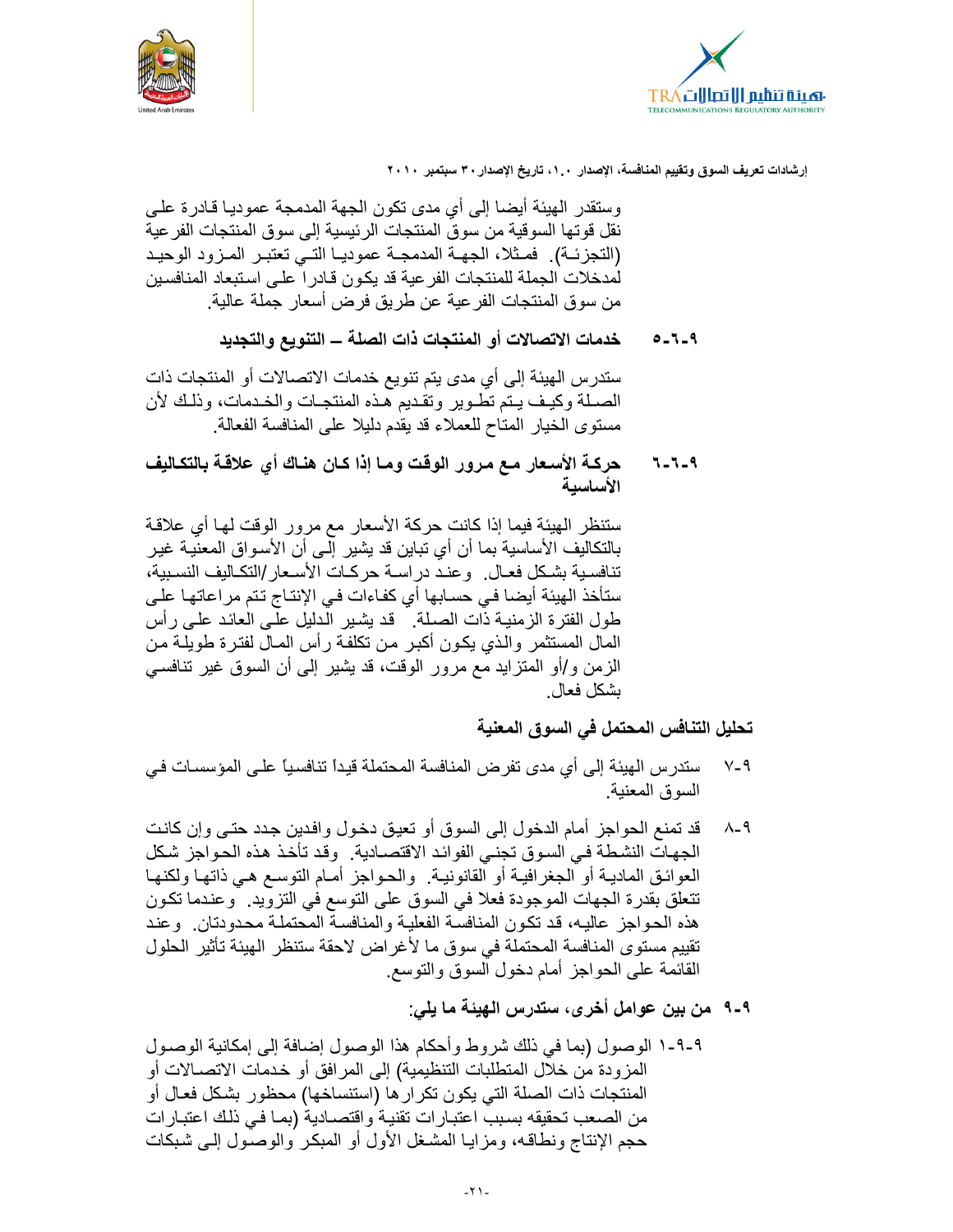وستقدر الهيئة أيضا إلى أي مدى تكون الجهة المدمجة عموديا قادرة على نقل قوتها السوقية من سوق المنتجات الرئيسية إلى سوق المنتجات الفرعية (التجزئة). فمثلا، الجهة المدمجة عموديا التي تعتبر المزود الوحيد لمدخلات الجملة للمنتجات الفرعية قد يكون قادرا على استبعاد المنافسين من سوق المنتجات الفرعية عن طريق فرض أسعار جملة عالية.

**٩-٦-٥ خدمات الاتصالات أو المنتجات ذات الصلة – التنويع والتجديد**

ستدرس الهيئة إلى أي مدى يتم تنويع خدمات الاتصالات أو المنتجات ذات الصلة وكيف يتم تطوير وتقديم هذه المنتجات والخدمات، وذلك لأن مستوى الخيار المتاح للعملاء قد يقدم دليلا على المنافسة الفعالة.

**٩-٦-٦ حركة الأسعار مع مرور الوقت وما إذا كان هناك أي علاقة بالتكاليف الأساسية**

ستنظر الهيئة فيما إذا كانت حركة الأسعار مع مرور الوقت لها أي علاقة بالتكاليف الأساسية بما أن أي تباين قد يشير إلى أن الأسواق المعنية غير تنافسية بشكل فعال. وعند دراسة حركات الأسعار/التكاليف النسبية، ستأخذ الهيئة أيضا في حسابها أي كفاءات في الإنتاج تتم مراعاتها على طول الفترة الزمنية ذات الصلة. قد يشير الدليل على العائد على رأس المال المستثمر والذي يكون أكبر من تكلفة رأس المال لفترة طويلة من الزمن و/أو المتزايد مع مرور الوقت، قد يشير إلى أن السوق غير تنافسي بشكل فعال.

**تحليل التنافس المحتمل في السوق المعنية**

٩-٧ ستدرس الهيئة إلى أي مدى تفرض المنافسة المحتملة قيداً تنافسياً على المؤسسات في السوق المعنية.

٩-٨ قد تمنع الحواجز أمام الدخول إلى السوق أو تعيق دخول وافدين جدد حتى وإن كانت الجهات النشطة في السوق تجني الفوائد الاقتصادية. وقد تأخذ هذه الحواجز شكل العوائق المادية أو الجغرافية أو القانونية. والحواجز أمام التوسع هي ذاتها ولكنها تتعلق بقدرة الجهات الموجودة فعلا في السوق على التوسع في التزويد. وعندما تكون هذه الحواجز عاليه، قد تكون المنافسة الفعلية والمنافسة المحتملة محدودتان. وعند تقييم مستوى المنافسة المحتملة في سوق ما لأغراض لاحقة ستنظر الهيئة تأثير الحلول القائمة على الحواجز أمام دخول السوق والتوسع.

**٩-٩ من بين عوامل أخرى، ستدرس الهيئة ما يلي:**

٩-٩-١ الوصول (بما في ذلك شروط وأحكام هذا الوصول إضافة إلى إمكانية الوصول المزودة من خلال المتطلبات التنظيمية) إلى المرافق أو خدمات الاتصالات أو المنتجات ذات الصلة التي يكون تكرارها (استنساخها) محظور بشكل فعال أو من الصعب تحقيقه بسبب اعتبارات تقنية واقتصادية (بما في ذلك اعتبارات حجم الإنتاج ونطاقه، ومزايا المشغل الأول أو المبكر والوصول إلى شبكات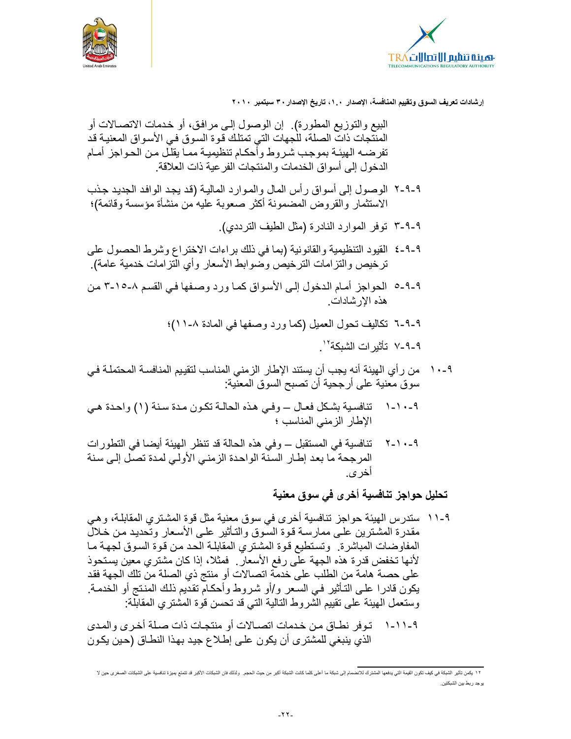البيع والتوزيع المطورة). إن الوصول إلى مرافق، أو خدمات الاتصالات أو المنتجات ذات الصلة، للجهات التي تمتلك قوة السوق في الأسواق المعنية قد تفرضه الهيئة بموجب شروط وأحكام تنظيمية مما يقلل من الحواجز أمام الدخول إلى أسواق الخدمات والمنتجات الفرعية ذات العلاقة.

٩-٩-٢ الوصول إلى أسواق رأس المال والموارد المالية (قد يجد الوافد الجديد جذب الاستثمار والقروض المضمونة أكثر صعوبة عليه من منشأة مؤسسة وقائمة)؛

٩-٩-٣ توفر الموارد النادرة (مثل الطيف الترددي).

٩-٩-٤ القيود التنظيمية والقانونية (بما في ذلك براءات الاختراع وشرط الحصول على ترخيص والتزامات الترخيص وضوابط الأسعار وأي التزامات خدمية عامة).

٩-٩-٥ الحواجز أمام الدخول إلى الأسواق كما ورد وصفها في القسم ٨-١٥-٣ من هذه الإرشادات.

٩-٩-٦ تكاليف تحول العميل (كما ورد وصفها في المادة ٨-١١)؛

٩-٩-٧ تأثيرات الشبكة[١٢].

٩-١٠ من رأي الهيئة أنه يجب أن يستند الإطار الزمني المناسب لتقييم المنافسة المحتملة في سوق معنية على أرجحية أن تصبح السوق المعنية:

٩-١٠-١ تنافسية بشكل فعال – وفي هذه الحالة تكون مدة سنة (١) واحدة هي الإطار الزمني المناسب ؛

٩-١٠-٢ تنافسية في المستقبل – وفي هذه الحالة قد تنظر الهيئة أيضا في التطورات المرجحة ما بعد إطار السنة الواحدة الزمني الأولي لمدة تصل إلى سنة أخرى.

## تحليل حواجز تنافسية أخرى في سوق معنية

٩-١١ ستدرس الهيئة حواجز تنافسية أخرى في سوق معنية مثل قوة المشتري المقابلة، وهي مقدرة المشترين على ممارسة قوة السوق والتأثير على الأسعار وتحديد من خلال المفاوضات المباشرة. وتستطيع قوة المشتري المقابلة الحد من قوة السوق لجهة ما لأنها تخفض قدرة هذه الجهة على رفع الأسعار. فمثلا، إذا كان مشتري معين يستحوذ على حصة هامة من الطلب على خدمة اتصالات أو منتج ذي الصلة من تلك الجهة فقد يكون قادرا على التأثير في السعر و/أو شروط وأحكام تقديم ذلك المنتج أو الخدمة. وستعمل الهيئة على تقييم الشروط التالية التي قد تحسن قوة المشتري المقابلة:

٩-١١-١ توفر نطاق من خدمات اتصالات أو منتجات ذات صلة أخرى والمدى الذي ينبغي للمشترى أن يكون على إطلاع جيد بهذا النطاق (حين يكون

---

[١٢] يكمن تأثير الشبكة في كيف تكون القيمة التي يدفعها المشترك للانضمام إلى شبكة ما أعلى كلما كانت الشبكة أكبر من حيث الحجم. ولذلك فان الشبكات الأكبر قد تتمتع بميزة تنافسية على الشبكات الصغرى حين لا يوجد ربط بين الشبكتين.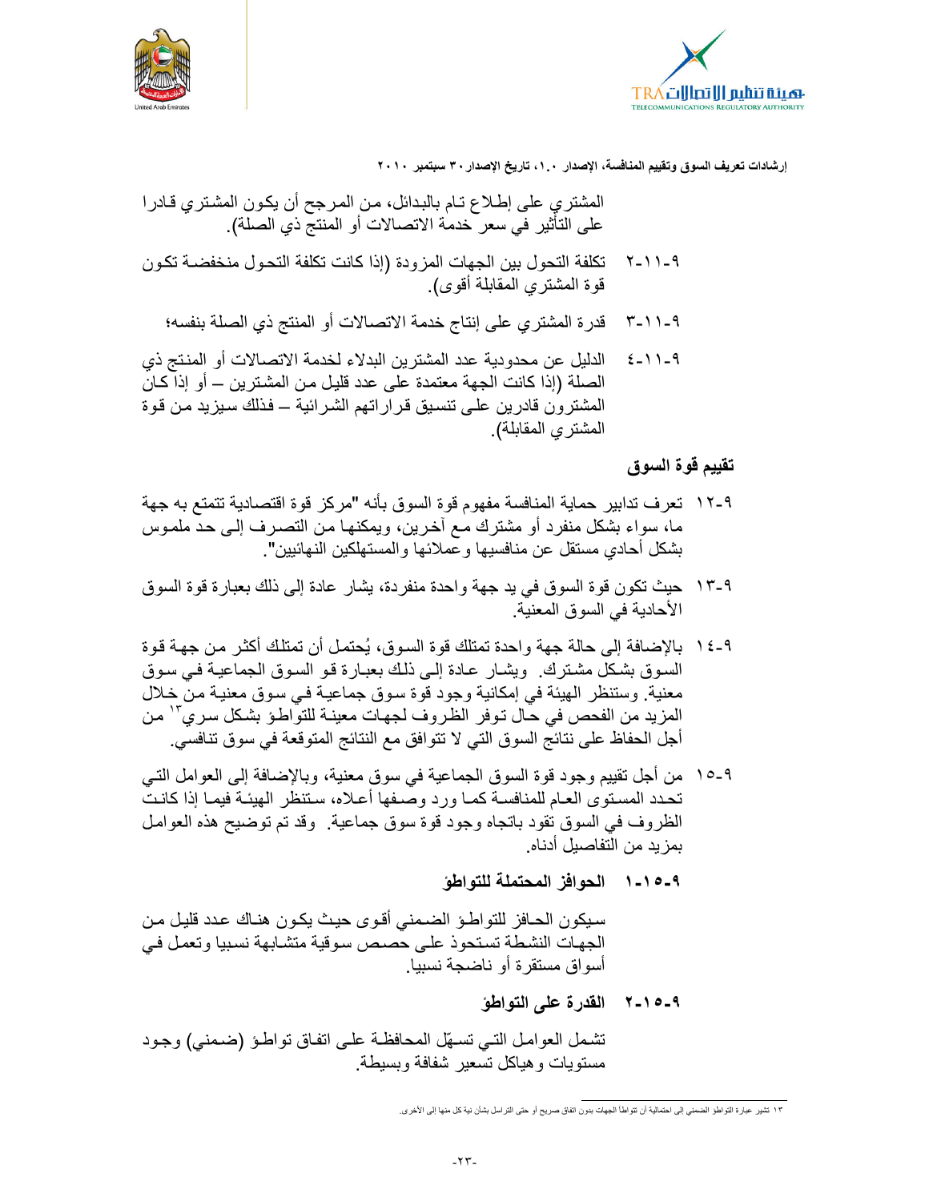المشتري على إطلاع تام بالبدائل، من المرجح أن يكون المشتري قادرا على التأثير في سعر خدمة الاتصالات أو المنتج ذي الصلة).

٩-١١-٢ تكلفة التحول بين الجهات المزودة (إذا كانت تكلفة التحول منخفضة تكون قوة المشتري المقابلة أقوى).

٩-١١-٣ قدرة المشتري على إنتاج خدمة الاتصالات أو المنتج ذي الصلة بنفسه؛

٩-١١-٤ الدليل عن محدودية عدد المشترين البدلاء لخدمة الاتصالات أو المنتج ذي الصلة (إذا كانت الجهة معتمدة على عدد قليل من المشترين – أو إذا كان المشترون قادرين على تنسيق قراراتهم الشرائية – فذلك سيزيد من قوة المشتري المقابلة).

## تقييم قوة السوق

٩-١٢ تعرف تدابير حماية المنافسة مفهوم قوة السوق بأنه "مركز قوة اقتصادية تتمتع به جهة ما، سواء بشكل منفرد أو مشترك مع آخرين، ويمكنها من التصرف إلى حد ملموس بشكل أحادي مستقل عن منافسيها وعملائها والمستهلكين النهائيين".

٩-١٣ حيث تكون قوة السوق في يد جهة واحدة منفردة، يشار عادة إلى ذلك بعبارة قوة السوق الأحادية في السوق المعنية.

٩-١٤ بالإضافة إلى حالة جهة واحدة تمتلك قوة السوق، يُحتمل أن تمتلك أكثر من جهة قوة السوق بشكل مشترك. ويشار عادة إلى ذلك بعبارة قوة السوق الجماعية في سوق معنية. وستنظر الهيئة في إمكانية وجود قوة سوق جماعية في سوق معنية من خلال المزيد من الفحص في حال توفر الظروف لجهات معينة للتواطؤ بشكل سري[١٣] من أجل الحفاظ على نتائج السوق التي لا تتوافق مع النتائج المتوقعة في سوق تنافسي.

٩-١٥ من أجل تقييم وجود قوة السوق الجماعية في سوق معنية، وبالإضافة إلى العوامل التي تحدد المستوى العام للمنافسة كما ورد وصفها أعلاه، ستنظر الهيئة فيما إذا كانت الظروف في السوق تقود باتجاه وجود قوة سوق جماعية. وقد تم توضيح هذه العوامل بمزيد من التفاصيل أدناه.

### ٩-١٥-١ الحوافز المحتملة للتواطؤ

سيكون الحافز للتواطؤ الضمني أقوى حيث يكون هناك عدد قليل من الجهات النشطة تستحوذ على حصص سوقية متشابهة نسبيا وتعمل في أسواق مستقرة أو ناضجة نسبيا.

### ٩-١٥-٢ القدرة على التواطؤ

تشمل العوامل التي تسهّل المحافظة على اتفاق تواطؤ (ضمني) وجود مستويات وهياكل تسعير شفافة وبسيطة.

---

[١٣] تشير عبارة التواطؤ الضمني إلى احتمالية أن تتواطأ الجهات بدون اتفاق صريح أو حتى التراسل بشأن نية كل منها إلى الأخرى.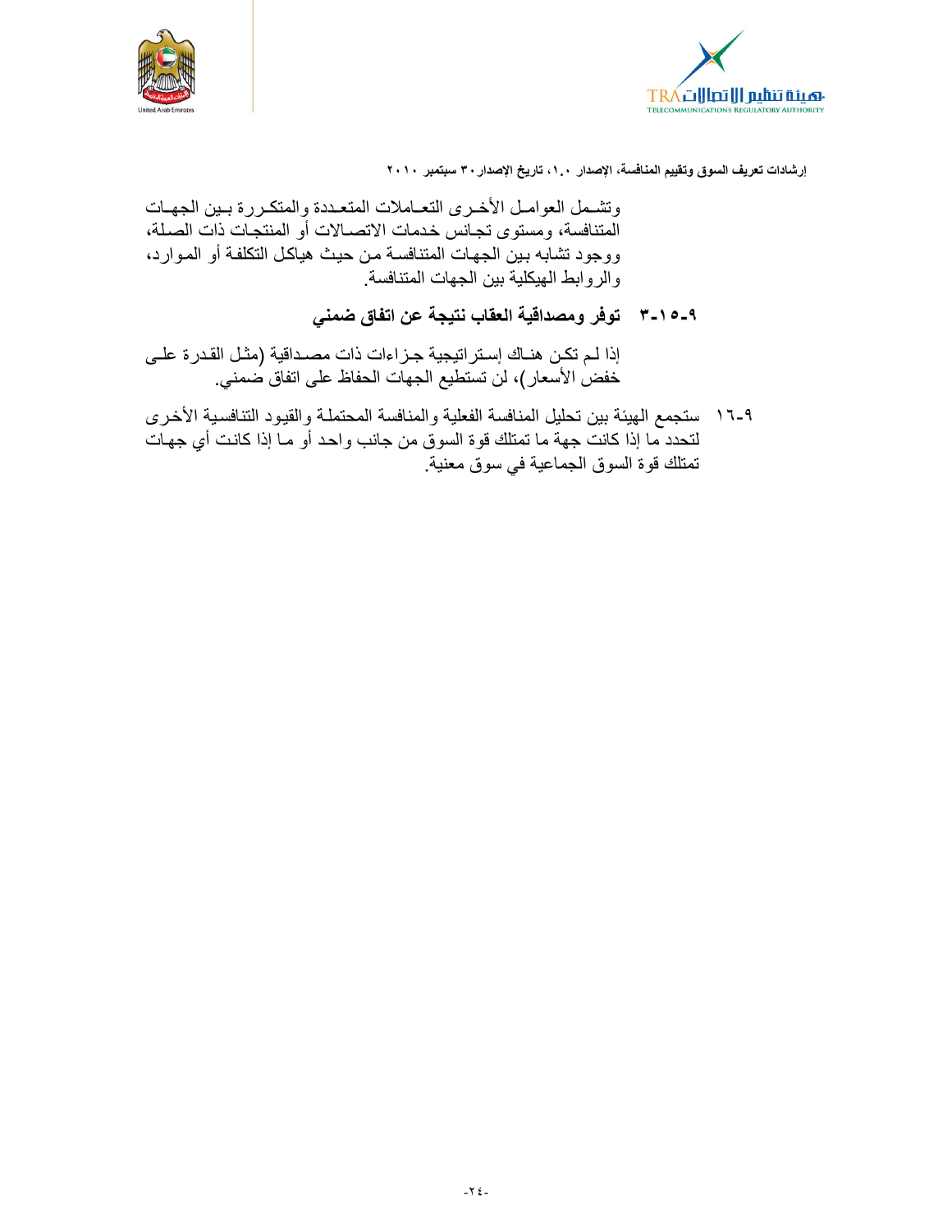وتشمل العوامل الأخرى التعاملات المتعددة والمتكررة بين الجهات المتنافسة، ومستوى تجانس خدمات الاتصالات أو المنتجات ذات الصلة، ووجود تشابه بين الجهات المتنافسة من حيث هياكل التكلفة أو الموارد، والروابط الهيكلية بين الجهات المتنافسة.

### ٩-١٥-٣ توفر ومصداقية العقاب نتيجة عن اتفاق ضمني

إذا لم تكن هناك إستراتيجية جزاءات ذات مصداقية (مثل القدرة على خفض الأسعار)، لن تستطيع الجهات الحفاظ على اتفاق ضمني.

٩-١٦ ستجمع الهيئة بين تحليل المنافسة الفعلية والمنافسة المحتملة والقيود التنافسية الأخرى لتحدد ما إذا كانت جهة ما تمتلك قوة السوق من جانب واحد أو ما إذا كانت أي جهات تمتلك قوة السوق الجماعية في سوق معنية.